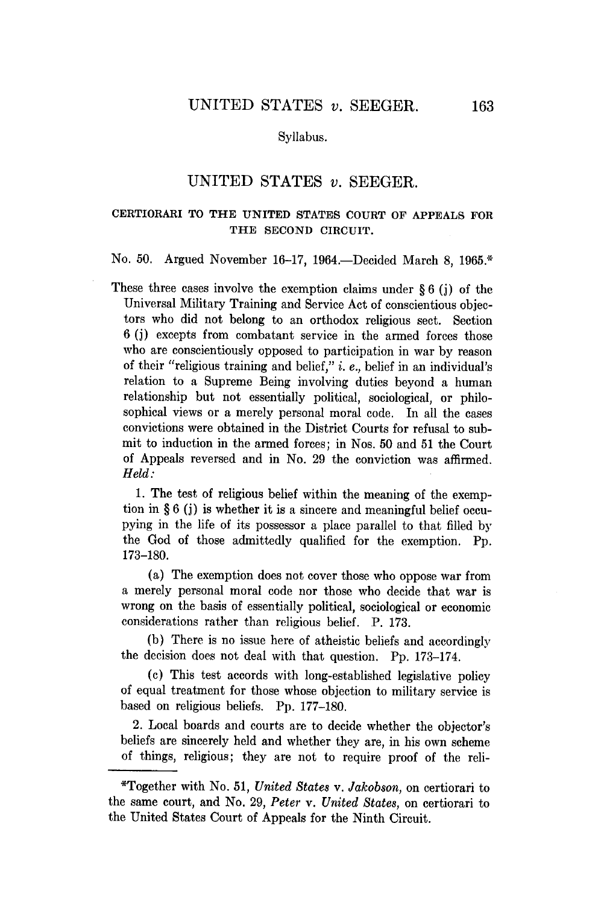# UNITED STATES *v.* SEEGER.

CERTIORARI TO THE UNITED STATES COURT OF APPEALS FOR THE SECOND CIRCUIT.

No. 50. Argued November 16–17, 1964.—Decided March 8, 1965.*

These three cases involve the exemption claims under § 6 (j) of the Universal Military Training and Service Act of conscientious objectors who did not belong to an orthodox religious sect. Section 6 (j) excepts from combatant service in the armed forces those who are conscientiously opposed to participation in war by reason of their "religious training and belief," *i. e.,* belief in an individual's relation to a Supreme Being involving duties beyond a human relationship but not essentially political, sociological, or philosophical views or a merely personal moral code. In all the cases convictions were obtained in the District Courts for refusal to submit to induction in the armed forces; in Nos. 50 and 51 the Court of Appeals reversed and in No. 29 the conviction was affirmed. *Held:*

1. The test of religious belief within the meaning of the exemption in § 6 (j) is whether it is a sincere and meaningful belief occupying in the life of its possessor a place parallel to that filled by the God of those admittedly qualified for the exemption. Pp. 173–180.

(a) The exemption does not cover those who oppose war from a merely personal moral code nor those who decide that war is wrong on the basis of essentially political, sociological or economic considerations rather than religious belief. P. 173.

(b) There is no issue here of atheistic beliefs and accordingly the decision does not deal with that question. Pp. 173–174.

(c) This test accords with long-established legislative policy of equal treatment for those whose objection to military service is based on religious beliefs. Pp. 177–180.

2. Local boards and courts are to decide whether the objector's beliefs are sincerely held and whether they are, in his own scheme of things, religious; they are not to require proof of the reli-

---

*Together with No. 51, *United States* v. *Jakobson,* on certiorari to the same court, and No. 29, *Peter* v. *United States,* on certiorari to the United States Court of Appeals for the Ninth Circuit.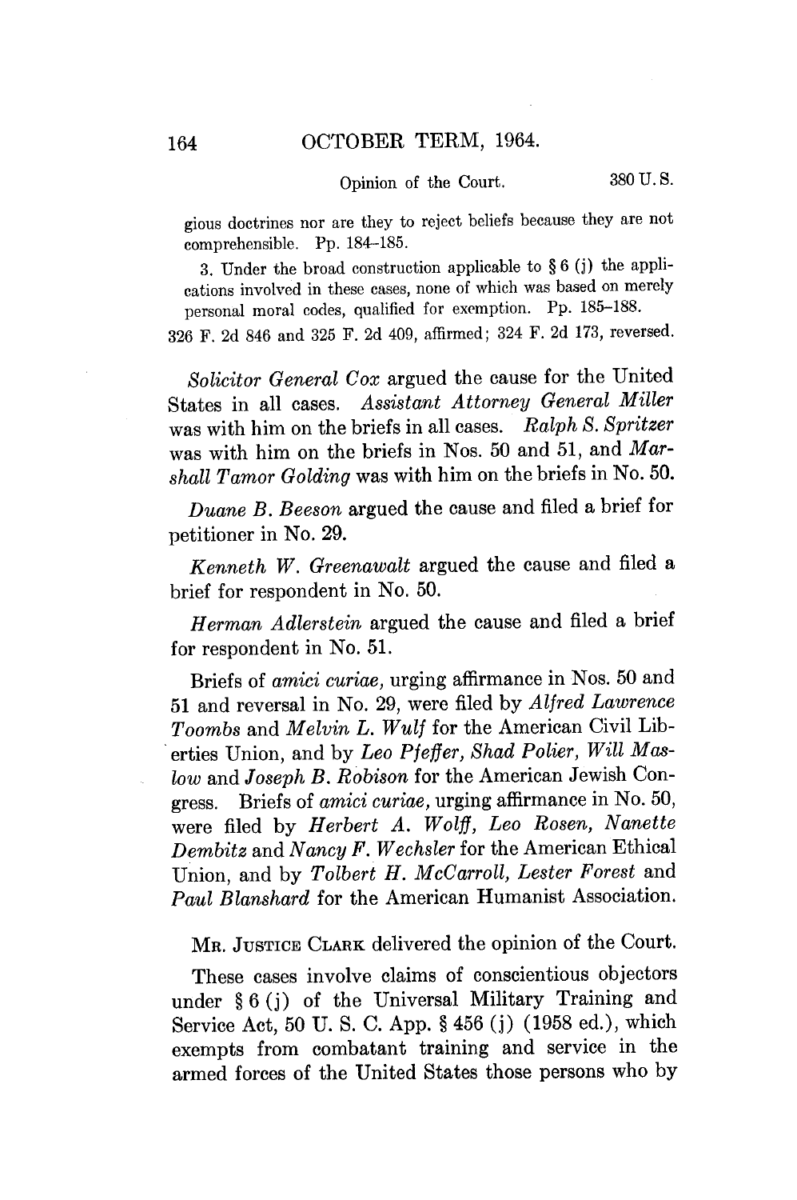gious doctrines nor are they to reject beliefs because they are not comprehensible. Pp. 184–185.

3. Under the broad construction applicable to § 6 (j) the applications involved in these cases, none of which was based on merely personal moral codes, qualified for exemption. Pp. 185–188.

326 F. 2d 846 and 325 F. 2d 409, affirmed; 324 F. 2d 173, reversed.

*Solicitor General Cox* argued the cause for the United States in all cases. *Assistant Attorney General Miller* was with him on the briefs in all cases. *Ralph S. Spritzer* was with him on the briefs in Nos. 50 and 51, and *Marshall Tamor Golding* was with him on the briefs in No. 50.

*Duane B. Beeson* argued the cause and filed a brief for petitioner in No. 29.

*Kenneth W. Greenawalt* argued the cause and filed a brief for respondent in No. 50.

*Herman Adlerstein* argued the cause and filed a brief for respondent in No. 51.

Briefs of *amici curiae*, urging affirmance in Nos. 50 and 51 and reversal in No. 29, were filed by *Alfred Lawrence Toombs* and *Melvin L. Wulf* for the American Civil Liberties Union, and by *Leo Pfeffer, Shad Polier, Will Maslow* and *Joseph B. Robison* for the American Jewish Congress. Briefs of *amici curiae*, urging affirmance in No. 50, were filed by *Herbert A. Wolff, Leo Rosen, Nanette Dembitz* and *Nancy F. Wechsler* for the American Ethical Union, and by *Tolbert H. McCarroll, Lester Forest* and *Paul Blanshard* for the American Humanist Association.

MR. JUSTICE CLARK delivered the opinion of the Court.

These cases involve claims of conscientious objectors under § 6 (j) of the Universal Military Training and Service Act, 50 U. S. C. App. § 456 (j) (1958 ed.), which exempts from combatant training and service in the armed forces of the United States those persons who by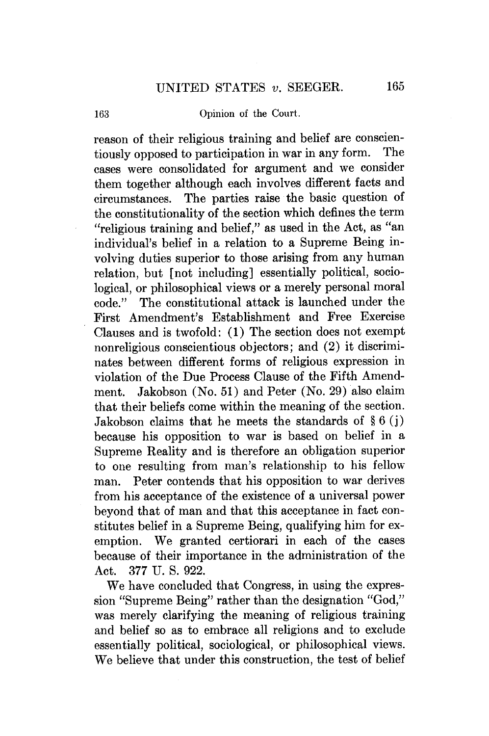reason of their religious training and belief are conscientiously opposed to participation in war in any form. The cases were consolidated for argument and we consider them together although each involves different facts and circumstances. The parties raise the basic question of the constitutionality of the section which defines the term "religious training and belief," as used in the Act, as "an individual's belief in a relation to a Supreme Being involving duties superior to those arising from any human relation, but [not including] essentially political, sociological, or philosophical views or a merely personal moral code." The constitutional attack is launched under the First Amendment's Establishment and Free Exercise Clauses and is twofold: (1) The section does not exempt nonreligious conscientious objectors; and (2) it discriminates between different forms of religious expression in violation of the Due Process Clause of the Fifth Amendment. Jakobson (No. 51) and Peter (No. 29) also claim that their beliefs come within the meaning of the section. Jakobson claims that he meets the standards of § 6 (j) because his opposition to war is based on belief in a Supreme Reality and is therefore an obligation superior to one resulting from man's relationship to his fellow man. Peter contends that his opposition to war derives from his acceptance of the existence of a universal power beyond that of man and that this acceptance in fact constitutes belief in a Supreme Being, qualifying him for exemption. We granted certiorari in each of the cases because of their importance in the administration of the Act. 377 U. S. 922.

We have concluded that Congress, in using the expression "Supreme Being" rather than the designation "God," was merely clarifying the meaning of religious training and belief so as to embrace all religions and to exclude essentially political, sociological, or philosophical views. We believe that under this construction, the test of belief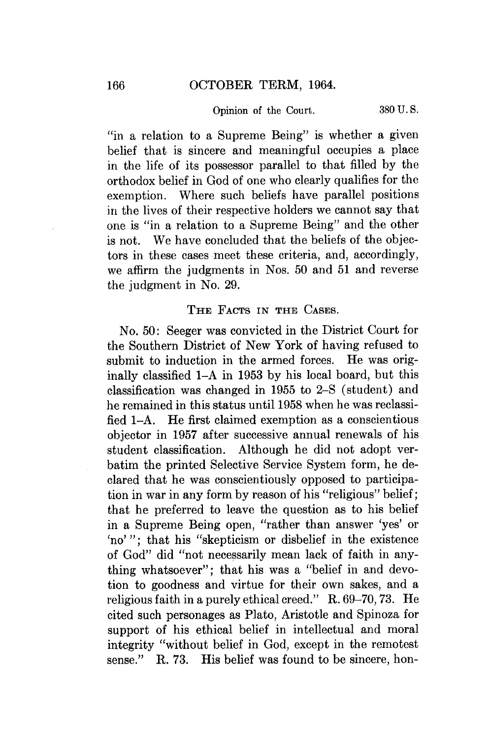"in a relation to a Supreme Being" is whether a given belief that is sincere and meaningful occupies a place in the life of its possessor parallel to that filled by the orthodox belief in God of one who clearly qualifies for the exemption. Where such beliefs have parallel positions in the lives of their respective holders we cannot say that one is "in a relation to a Supreme Being" and the other is not. We have concluded that the beliefs of the objectors in these cases meet these criteria, and, accordingly, we affirm the judgments in Nos. 50 and 51 and reverse the judgment in No. 29.

## THE FACTS IN THE CASES.

No. 50: Seeger was convicted in the District Court for the Southern District of New York of having refused to submit to induction in the armed forces. He was originally classified 1-A in 1953 by his local board, but this classification was changed in 1955 to 2-S (student) and he remained in this status until 1958 when he was reclassified 1-A. He first claimed exemption as a conscientious objector in 1957 after successive annual renewals of his student classification. Although he did not adopt verbatim the printed Selective Service System form, he declared that he was conscientiously opposed to participation in war in any form by reason of his "religious" belief; that he preferred to leave the question as to his belief in a Supreme Being open, "rather than answer 'yes' or 'no'"; that his "skepticism or disbelief in the existence of God" did "not necessarily mean lack of faith in anything whatsoever"; that his was a "belief in and devotion to goodness and virtue for their own sakes, and a religious faith in a purely ethical creed." R. 69–70, 73. He cited such personages as Plato, Aristotle and Spinoza for support of his ethical belief in intellectual and moral integrity "without belief in God, except in the remotest sense." R. 73. His belief was found to be sincere, hon-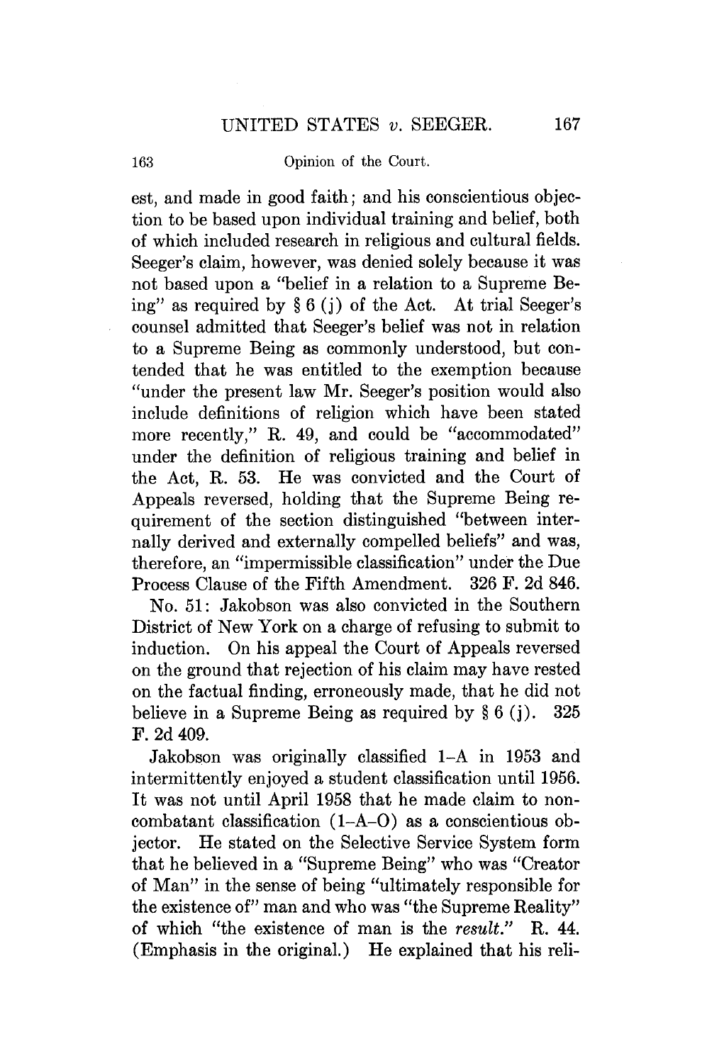est, and made in good faith; and his conscientious objection to be based upon individual training and belief, both of which included research in religious and cultural fields. Seeger's claim, however, was denied solely because it was not based upon a "belief in a relation to a Supreme Being" as required by § 6 (j) of the Act. At trial Seeger's counsel admitted that Seeger's belief was not in relation to a Supreme Being as commonly understood, but contended that he was entitled to the exemption because "under the present law Mr. Seeger's position would also include definitions of religion which have been stated more recently," R. 49, and could be "accommodated" under the definition of religious training and belief in the Act, R. 53. He was convicted and the Court of Appeals reversed, holding that the Supreme Being requirement of the section distinguished "between internally derived and externally compelled beliefs" and was, therefore, an "impermissible classification" under the Due Process Clause of the Fifth Amendment. 326 F. 2d 846.

No. 51: Jakobson was also convicted in the Southern District of New York on a charge of refusing to submit to induction. On his appeal the Court of Appeals reversed on the ground that rejection of his claim may have rested on the factual finding, erroneously made, that he did not believe in a Supreme Being as required by § 6 (j). 325 F. 2d 409.

Jakobson was originally classified 1–A in 1953 and intermittently enjoyed a student classification until 1956. It was not until April 1958 that he made claim to noncombatant classification (1–A–O) as a conscientious objector. He stated on the Selective Service System form that he believed in a "Supreme Being" who was "Creator of Man" in the sense of being "ultimately responsible for the existence of" man and who was "the Supreme Reality" of which "the existence of man is the *result*." R. 44. (Emphasis in the original.) He explained that his reli-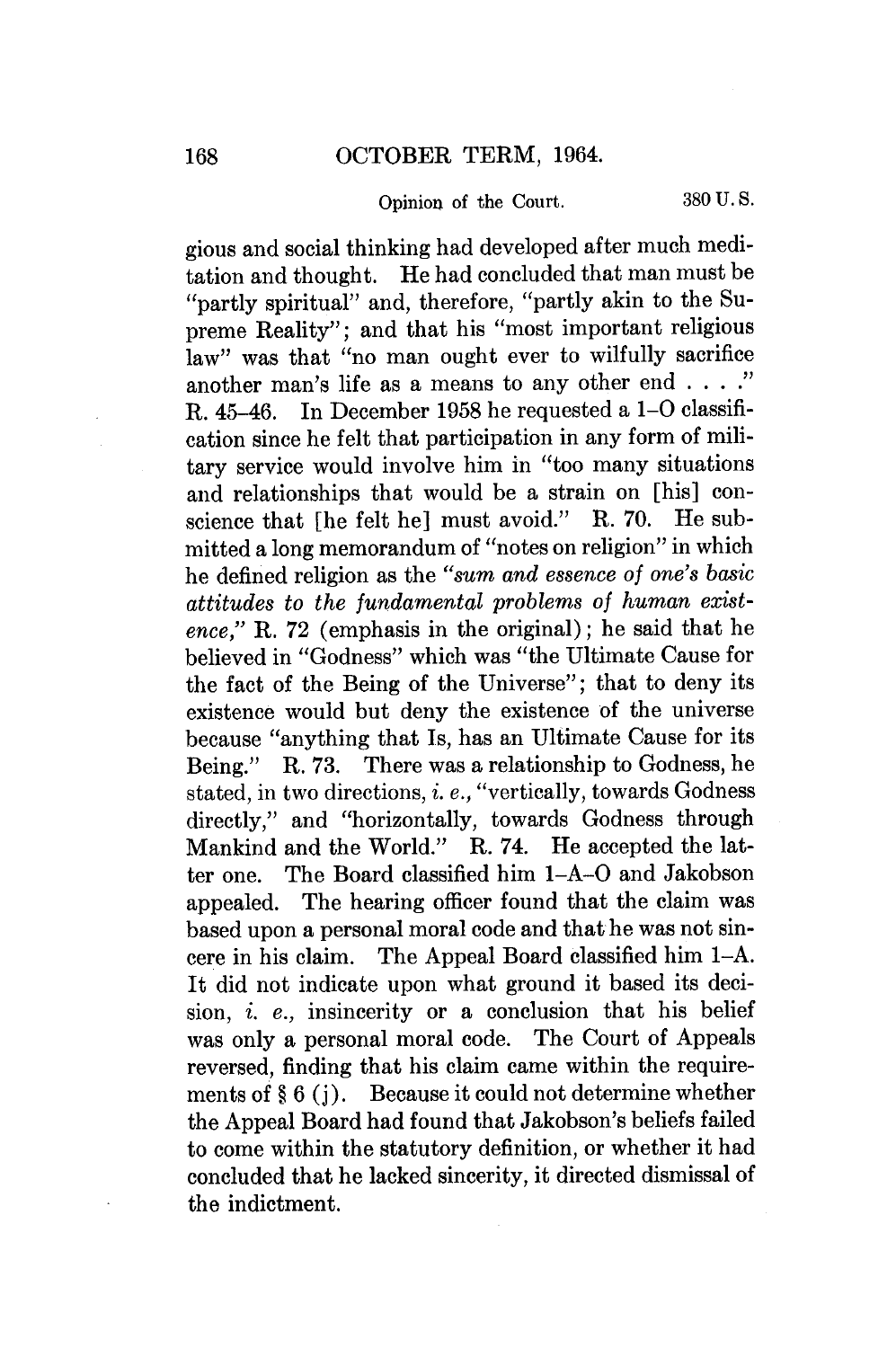gious and social thinking had developed after much meditation and thought. He had concluded that man must be "partly spiritual" and, therefore, "partly akin to the Supreme Reality"; and that his "most important religious law" was that "no man ought ever to wilfully sacrifice another man's life as a means to any other end . . . ." R. 45–46. In December 1958 he requested a 1–O classification since he felt that participation in any form of military service would involve him in "too many situations and relationships that would be a strain on [his] conscience that [he felt he] must avoid." R. 70. He submitted a long memorandum of "notes on religion" in which he defined religion as the "*sum and essence of one's basic attitudes to the fundamental problems of human existence*," R. 72 (emphasis in the original); he said that he believed in "Godness" which was "the Ultimate Cause for the fact of the Being of the Universe"; that to deny its existence would but deny the existence of the universe because "anything that Is, has an Ultimate Cause for its Being." R. 73. There was a relationship to Godness, he stated, in two directions, *i. e.,* "vertically, towards Godness directly," and "horizontally, towards Godness through Mankind and the World." R. 74. He accepted the latter one. The Board classified him 1–A–O and Jakobson appealed. The hearing officer found that the claim was based upon a personal moral code and that he was not sincere in his claim. The Appeal Board classified him 1–A. It did not indicate upon what ground it based its decision, *i. e.,* insincerity or a conclusion that his belief was only a personal moral code. The Court of Appeals reversed, finding that his claim came within the requirements of § 6 (j). Because it could not determine whether the Appeal Board had found that Jakobson's beliefs failed to come within the statutory definition, or whether it had concluded that he lacked sincerity, it directed dismissal of the indictment.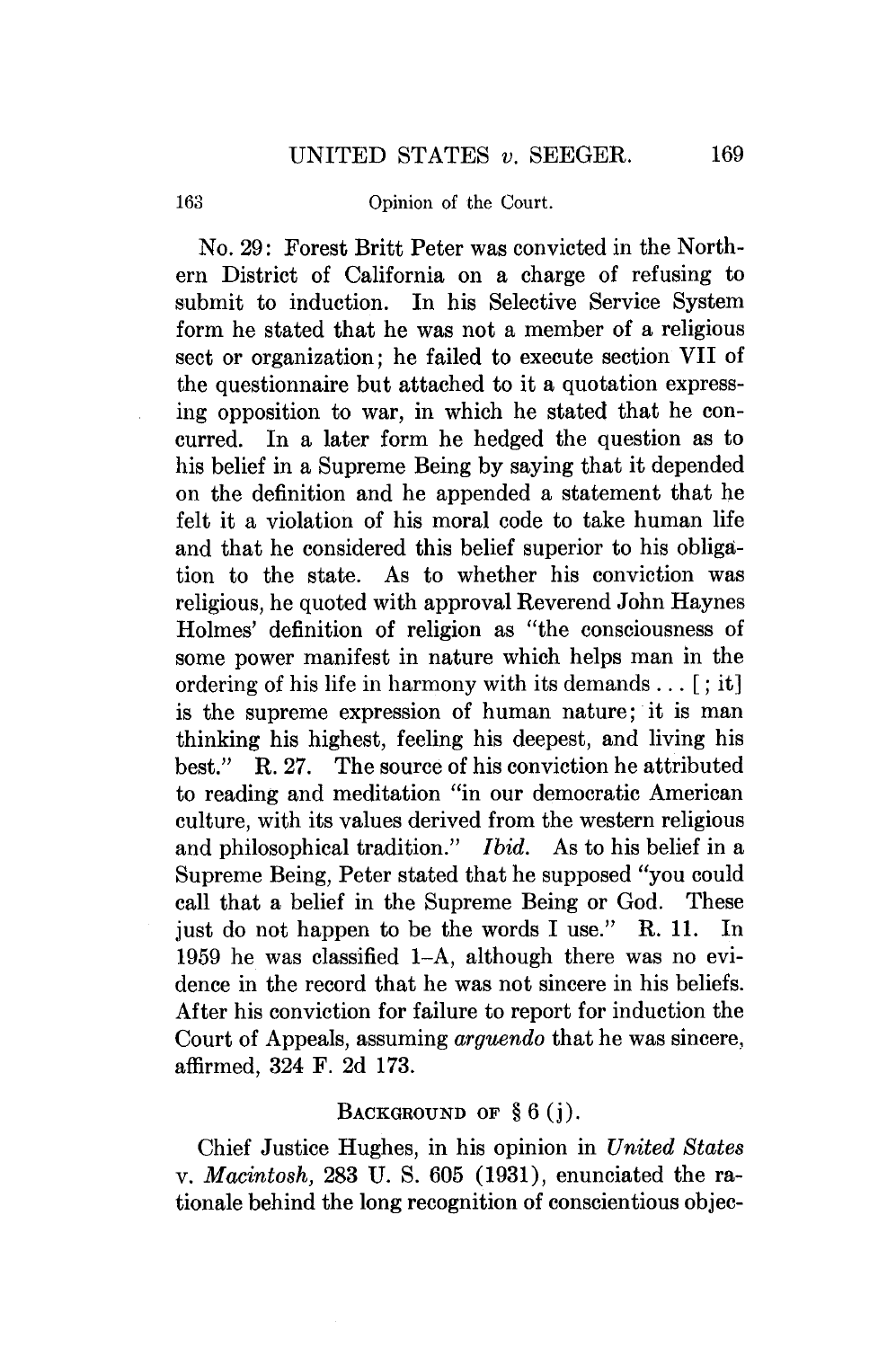No. 29: Forest Britt Peter was convicted in the Northern District of California on a charge of refusing to submit to induction. In his Selective Service System form he stated that he was not a member of a religious sect or organization; he failed to execute section VII of the questionnaire but attached to it a quotation expressing opposition to war, in which he stated that he concurred. In a later form he hedged the question as to his belief in a Supreme Being by saying that it depended on the definition and he appended a statement that he felt it a violation of his moral code to take human life and that he considered this belief superior to his obligation to the state. As to whether his conviction was religious, he quoted with approval Reverend John Haynes Holmes' definition of religion as "the consciousness of some power manifest in nature which helps man in the ordering of his life in harmony with its demands . . . [; it] is the supreme expression of human nature; it is man thinking his highest, feeling his deepest, and living his best." R. 27. The source of his conviction he attributed to reading and meditation "in our democratic American culture, with its values derived from the western religious and philosophical tradition." *Ibid.* As to his belief in a Supreme Being, Peter stated that he supposed "you could call that a belief in the Supreme Being or God. These just do not happen to be the words I use." R. 11. In 1959 he was classified 1–A, although there was no evidence in the record that he was not sincere in his beliefs. After his conviction for failure to report for induction the Court of Appeals, assuming *arguendo* that he was sincere, affirmed, 324 F. 2d 173.

## Background of § 6 (j).

Chief Justice Hughes, in his opinion in *United States* v. *Macintosh,* 283 U. S. 605 (1931), enunciated the rationale behind the long recognition of conscientious objec-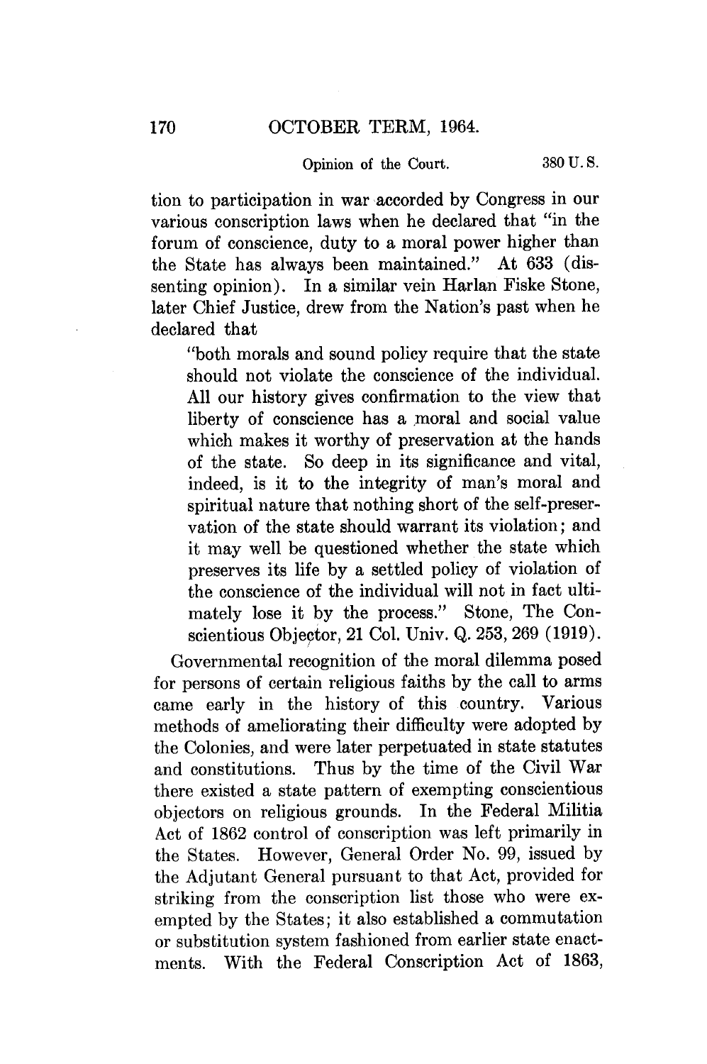tion to participation in war accorded by Congress in our various conscription laws when he declared that "in the forum of conscience, duty to a moral power higher than the State has always been maintained." At 633 (dissenting opinion). In a similar vein Harlan Fiske Stone, later Chief Justice, drew from the Nation's past when he declared that

> "both morals and sound policy require that the state should not violate the conscience of the individual. All our history gives confirmation to the view that liberty of conscience has a moral and social value which makes it worthy of preservation at the hands of the state. So deep in its significance and vital, indeed, is it to the integrity of man's moral and spiritual nature that nothing short of the self-preservation of the state should warrant its violation; and it may well be questioned whether the state which preserves its life by a settled policy of violation of the conscience of the individual will not in fact ultimately lose it by the process." Stone, The Conscientious Objector, 21 Col. Univ. Q. 253, 269 (1919).

Governmental recognition of the moral dilemma posed for persons of certain religious faiths by the call to arms came early in the history of this country. Various methods of ameliorating their difficulty were adopted by the Colonies, and were later perpetuated in state statutes and constitutions. Thus by the time of the Civil War there existed a state pattern of exempting conscientious objectors on religious grounds. In the Federal Militia Act of 1862 control of conscription was left primarily in the States. However, General Order No. 99, issued by the Adjutant General pursuant to that Act, provided for striking from the conscription list those who were exempted by the States; it also established a commutation or substitution system fashioned from earlier state enactments. With the Federal Conscription Act of 1863,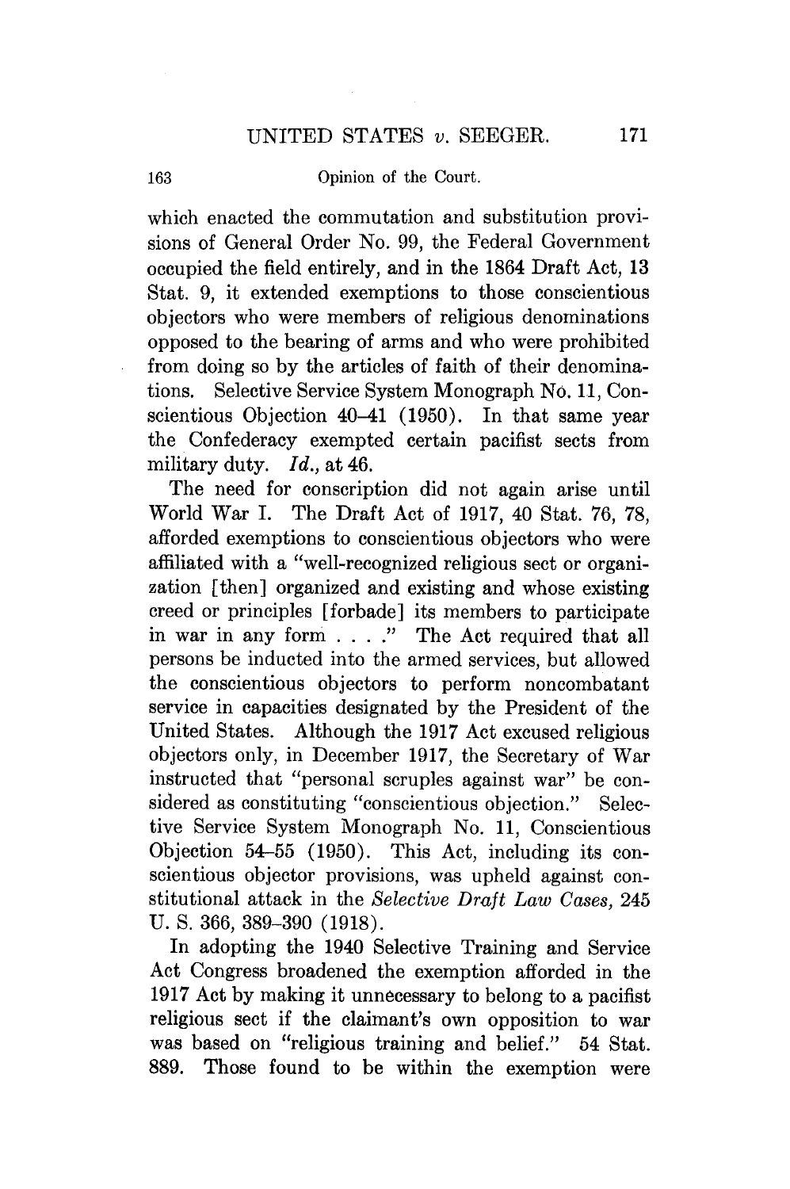which enacted the commutation and substitution provisions of General Order No. 99, the Federal Government occupied the field entirely, and in the 1864 Draft Act, 13 Stat. 9, it extended exemptions to those conscientious objectors who were members of religious denominations opposed to the bearing of arms and who were prohibited from doing so by the articles of faith of their denominations. Selective Service System Monograph No. 11, Conscientious Objection 40–41 (1950). In that same year the Confederacy exempted certain pacifist sects from military duty. *Id.*, at 46.

The need for conscription did not again arise until World War I. The Draft Act of 1917, 40 Stat. 76, 78, afforded exemptions to conscientious objectors who were affiliated with a "well-recognized religious sect or organization [then] organized and existing and whose existing creed or principles [forbade] its members to participate in war in any form . . . ." The Act required that all persons be inducted into the armed services, but allowed the conscientious objectors to perform noncombatant service in capacities designated by the President of the United States. Although the 1917 Act excused religious objectors only, in December 1917, the Secretary of War instructed that "personal scruples against war" be considered as constituting "conscientious objection." Selective Service System Monograph No. 11, Conscientious Objection 54–55 (1950). This Act, including its conscientious objector provisions, was upheld against constitutional attack in the *Selective Draft Law Cases*, 245 U. S. 366, 389–390 (1918).

In adopting the 1940 Selective Training and Service Act Congress broadened the exemption afforded in the 1917 Act by making it unnecessary to belong to a pacifist religious sect if the claimant's own opposition to war was based on "religious training and belief." 54 Stat. 889. Those found to be within the exemption were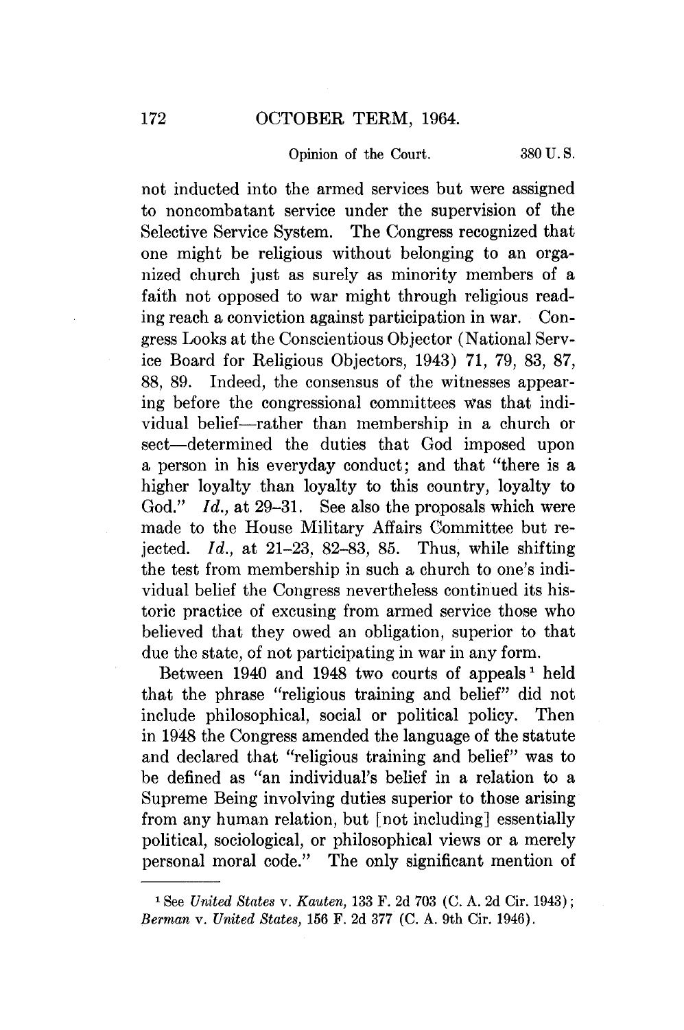not inducted into the armed services but were assigned to noncombatant service under the supervision of the Selective Service System. The Congress recognized that one might be religious without belonging to an organized church just as surely as minority members of a faith not opposed to war might through religious reading reach a conviction against participation in war. Congress Looks at the Conscientious Objector (National Service Board for Religious Objectors, 1943) 71, 79, 83, 87, 88, 89. Indeed, the consensus of the witnesses appearing before the congressional committees was that individual belief—rather than membership in a church or sect—determined the duties that God imposed upon a person in his everyday conduct; and that "there is a higher loyalty than loyalty to this country, loyalty to God." *Id.,* at 29–31. See also the proposals which were made to the House Military Affairs Committee but rejected. *Id.,* at 21–23, 82–83, 85. Thus, while shifting the test from membership in such a church to one's individual belief the Congress nevertheless continued its historic practice of excusing from armed service those who believed that they owed an obligation, superior to that due the state, of not participating in war in any form.

Between 1940 and 1948 two courts of appeals[1] held that the phrase "religious training and belief" did not include philosophical, social or political policy. Then in 1948 the Congress amended the language of the statute and declared that "religious training and belief" was to be defined as "an individual's belief in a relation to a Supreme Being involving duties superior to those arising from any human relation, but [not including] essentially political, sociological, or philosophical views or a merely personal moral code." The only significant mention of

---

[1] See *United States* v. *Kauten,* 133 F. 2d 703 (C. A. 2d Cir. 1943); *Berman* v. *United States,* 156 F. 2d 377 (C. A. 9th Cir. 1946).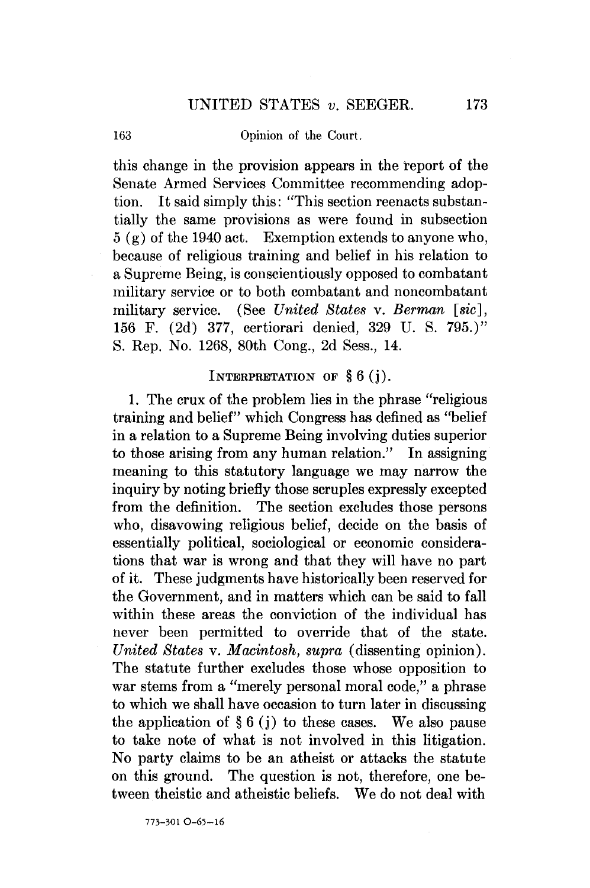this change in the provision appears in the report of the Senate Armed Services Committee recommending adoption. It said simply this: "This section reenacts substantially the same provisions as were found in subsection 5 (g) of the 1940 act. Exemption extends to anyone who, because of religious training and belief in his relation to a Supreme Being, is conscientiously opposed to combatant military service or to both combatant and noncombatant military service. (See *United States* v. *Berman* [*sic*], 156 F. (2d) 377, certiorari denied, 329 U. S. 795.)" S. Rep. No. 1268, 80th Cong., 2d Sess., 14.

## INTERPRETATION OF § 6 (j).

1. The crux of the problem lies in the phrase "religious training and belief" which Congress has defined as "belief in a relation to a Supreme Being involving duties superior to those arising from any human relation." In assigning meaning to this statutory language we may narrow the inquiry by noting briefly those scruples expressly excepted from the definition. The section excludes those persons who, disavowing religious belief, decide on the basis of essentially political, sociological or economic considerations that war is wrong and that they will have no part of it. These judgments have historically been reserved for the Government, and in matters which can be said to fall within these areas the conviction of the individual has never been permitted to override that of the state. *United States* v. *Macintosh, supra* (dissenting opinion). The statute further excludes those whose opposition to war stems from a "merely personal moral code," a phrase to which we shall have occasion to turn later in discussing the application of § 6 (j) to these cases. We also pause to take note of what is not involved in this litigation. No party claims to be an atheist or attacks the statute on this ground. The question is not, therefore, one between theistic and atheistic beliefs. We do not deal with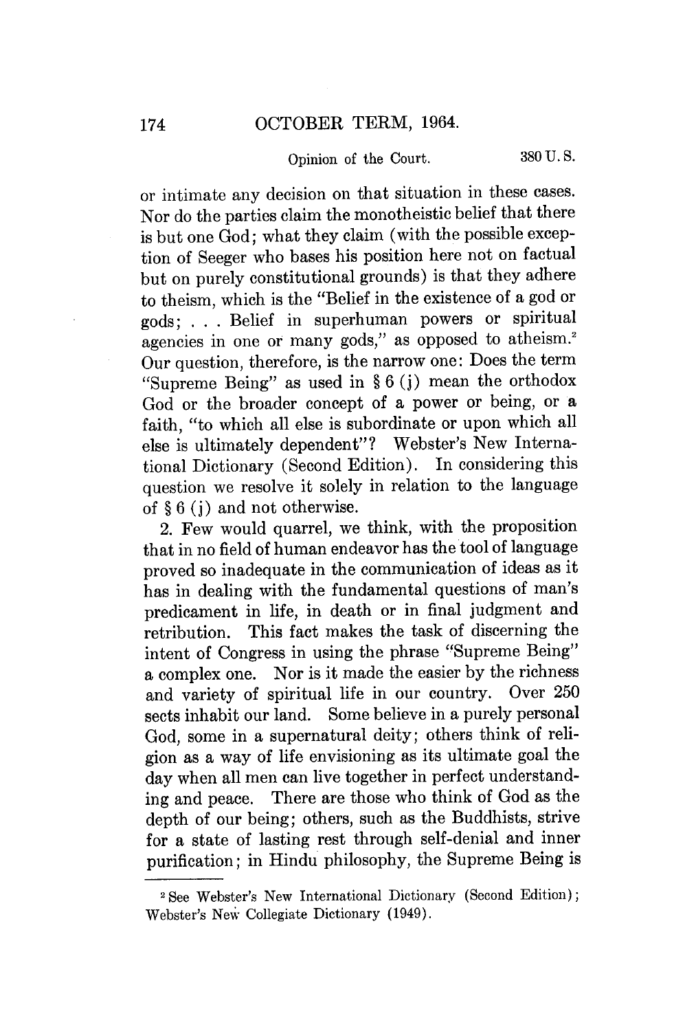or intimate any decision on that situation in these cases. Nor do the parties claim the monotheistic belief that there is but one God; what they claim (with the possible exception of Seeger who bases his position here not on factual but on purely constitutional grounds) is that they adhere to theism, which is the "Belief in the existence of a god or gods; . . . Belief in superhuman powers or spiritual agencies in one or many gods," as opposed to atheism.[2] Our question, therefore, is the narrow one: Does the term "Supreme Being" as used in § 6 (j) mean the orthodox God or the broader concept of a power or being, or a faith, "to which all else is subordinate or upon which all else is ultimately dependent"? Webster's New International Dictionary (Second Edition). In considering this question we resolve it solely in relation to the language of § 6 (j) and not otherwise.

2. Few would quarrel, we think, with the proposition that in no field of human endeavor has the tool of language proved so inadequate in the communication of ideas as it has in dealing with the fundamental questions of man's predicament in life, in death or in final judgment and retribution. This fact makes the task of discerning the intent of Congress in using the phrase "Supreme Being" a complex one. Nor is it made the easier by the richness and variety of spiritual life in our country. Over 250 sects inhabit our land. Some believe in a purely personal God, some in a supernatural deity; others think of religion as a way of life envisioning as its ultimate goal the day when all men can live together in perfect understanding and peace. There are those who think of God as the depth of our being; others, such as the Buddhists, strive for a state of lasting rest through self-denial and inner purification; in Hindu philosophy, the Supreme Being is

---

[2] See Webster's New International Dictionary (Second Edition); Webster's New Collegiate Dictionary (1949).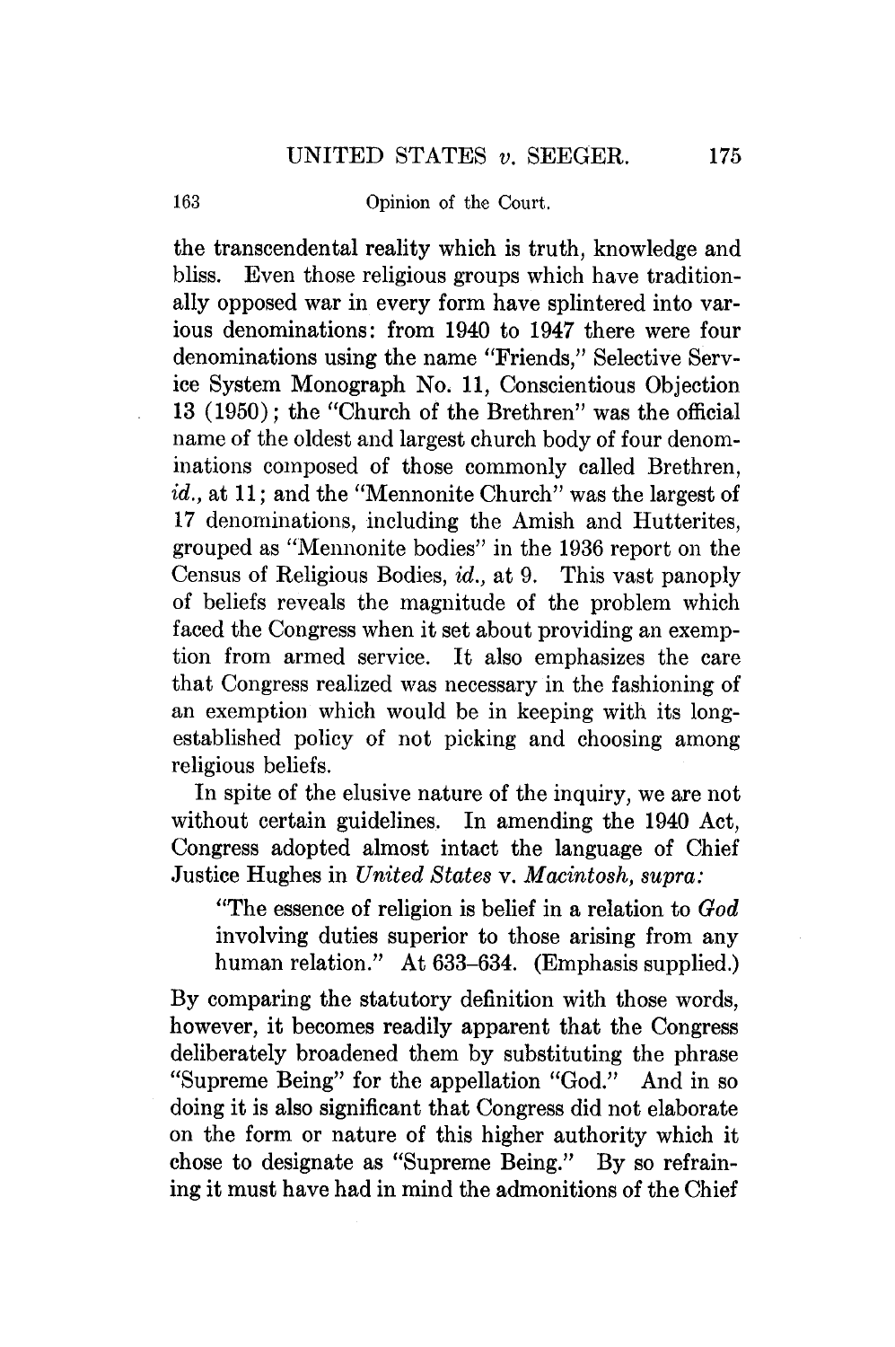the transcendental reality which is truth, knowledge and bliss. Even those religious groups which have traditionally opposed war in every form have splintered into various denominations: from 1940 to 1947 there were four denominations using the name "Friends," Selective Service System Monograph No. 11, Conscientious Objection 13 (1950); the "Church of the Brethren" was the official name of the oldest and largest church body of four denominations composed of those commonly called Brethren, *id.*, at 11; and the "Mennonite Church" was the largest of 17 denominations, including the Amish and Hutterites, grouped as "Mennonite bodies" in the 1936 report on the Census of Religious Bodies, *id.*, at 9. This vast panoply of beliefs reveals the magnitude of the problem which faced the Congress when it set about providing an exemption from armed service. It also emphasizes the care that Congress realized was necessary in the fashioning of an exemption which would be in keeping with its long-established policy of not picking and choosing among religious beliefs.

In spite of the elusive nature of the inquiry, we are not without certain guidelines. In amending the 1940 Act, Congress adopted almost intact the language of Chief Justice Hughes in *United States* v. *Macintosh, supra:*

> "The essence of religion is belief in a relation to *God* involving duties superior to those arising from any human relation." At 633–634. (Emphasis supplied.)

By comparing the statutory definition with those words, however, it becomes readily apparent that the Congress deliberately broadened them by substituting the phrase "Supreme Being" for the appellation "God." And in so doing it is also significant that Congress did not elaborate on the form or nature of this higher authority which it chose to designate as "Supreme Being." By so refraining it must have had in mind the admonitions of the Chief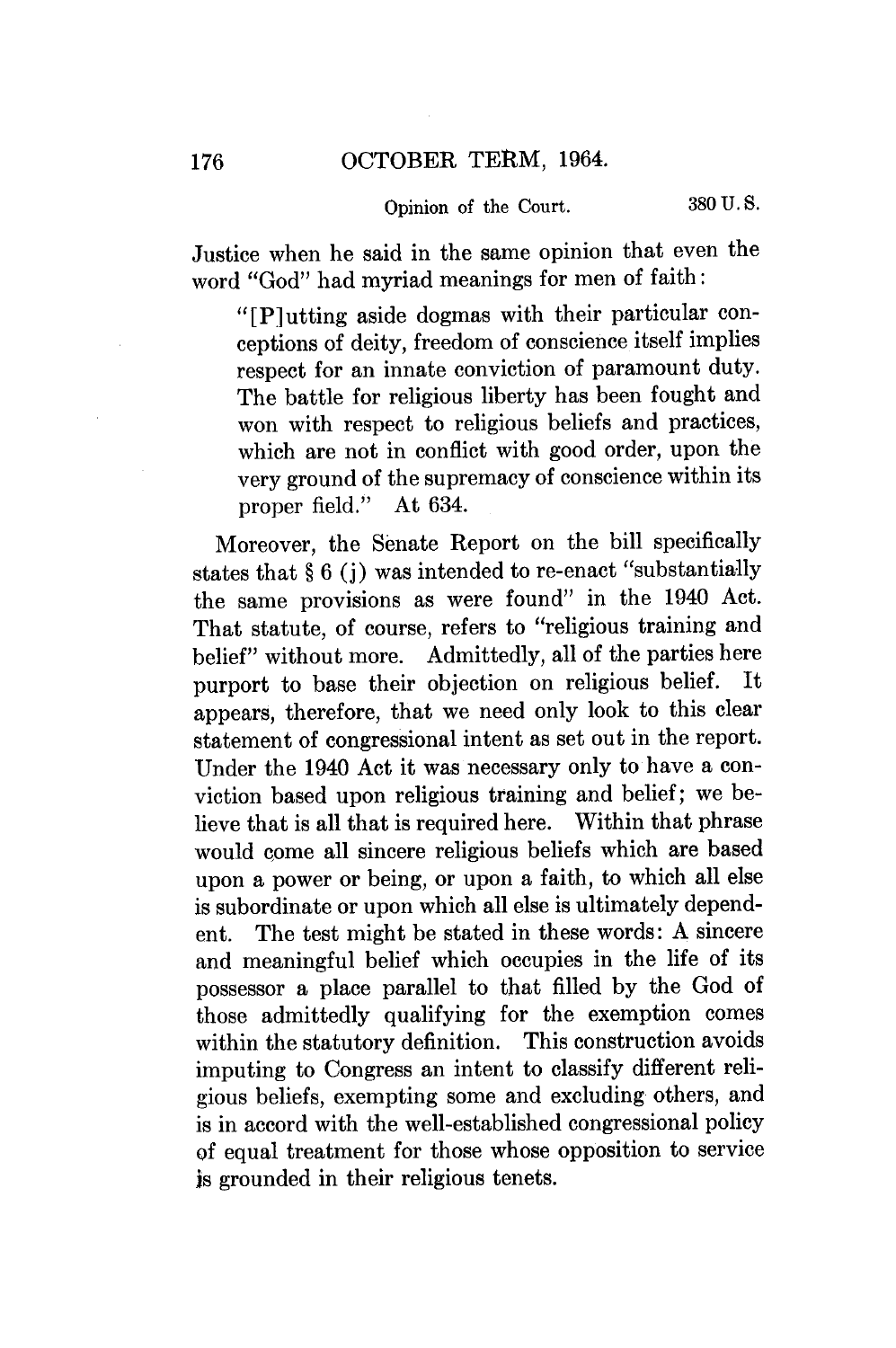Justice when he said in the same opinion that even the word "God" had myriad meanings for men of faith:

> "[P]utting aside dogmas with their particular conceptions of deity, freedom of conscience itself implies respect for an innate conviction of paramount duty. The battle for religious liberty has been fought and won with respect to religious beliefs and practices, which are not in conflict with good order, upon the very ground of the supremacy of conscience within its proper field." At 634.

Moreover, the Senate Report on the bill specifically states that § 6 (j) was intended to re-enact "substantially the same provisions as were found" in the 1940 Act. That statute, of course, refers to "religious training and belief" without more. Admittedly, all of the parties here purport to base their objection on religious belief. It appears, therefore, that we need only look to this clear statement of congressional intent as set out in the report. Under the 1940 Act it was necessary only to have a conviction based upon religious training and belief; we believe that is all that is required here. Within that phrase would come all sincere religious beliefs which are based upon a power or being, or upon a faith, to which all else is subordinate or upon which all else is ultimately dependent. The test might be stated in these words: A sincere and meaningful belief which occupies in the life of its possessor a place parallel to that filled by the God of those admittedly qualifying for the exemption comes within the statutory definition. This construction avoids imputing to Congress an intent to classify different religious beliefs, exempting some and excluding others, and is in accord with the well-established congressional policy of equal treatment for those whose opposition to service is grounded in their religious tenets.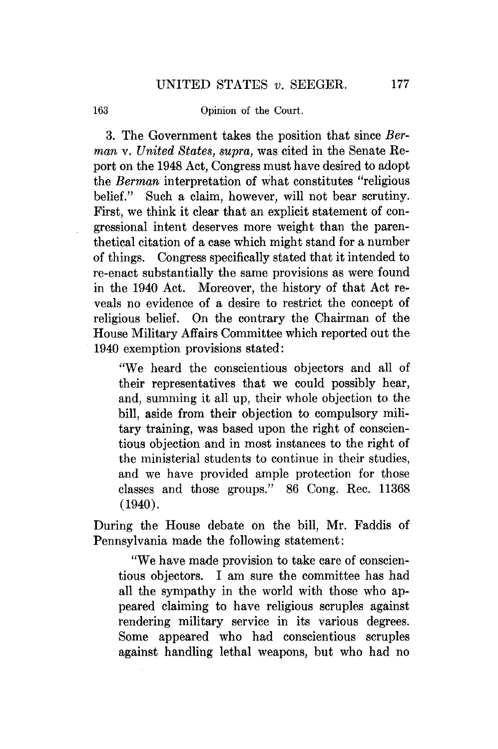3. The Government takes the position that since *Berman* v. *United States*, *supra*, was cited in the Senate Report on the 1948 Act, Congress must have desired to adopt the *Berman* interpretation of what constitutes "religious belief." Such a claim, however, will not bear scrutiny. First, we think it clear that an explicit statement of congressional intent deserves more weight than the parenthetical citation of a case which might stand for a number of things. Congress specifically stated that it intended to re-enact substantially the same provisions as were found in the 1940 Act. Moreover, the history of that Act reveals no evidence of a desire to restrict the concept of religious belief. On the contrary the Chairman of the House Military Affairs Committee which reported out the 1940 exemption provisions stated:

> "We heard the conscientious objectors and all of their representatives that we could possibly hear, and, summing it all up, their whole objection to the bill, aside from their objection to compulsory military training, was based upon the right of conscientious objection and in most instances to the right of the ministerial students to continue in their studies, and we have provided ample protection for those classes and those groups." 86 Cong. Rec. 11368 (1940).

During the House debate on the bill, Mr. Faddis of Pennsylvania made the following statement:

> "We have made provision to take care of conscientious objectors. I am sure the committee has had all the sympathy in the world with those who appeared claiming to have religious scruples against rendering military service in its various degrees. Some appeared who had conscientious scruples against handling lethal weapons, but who had no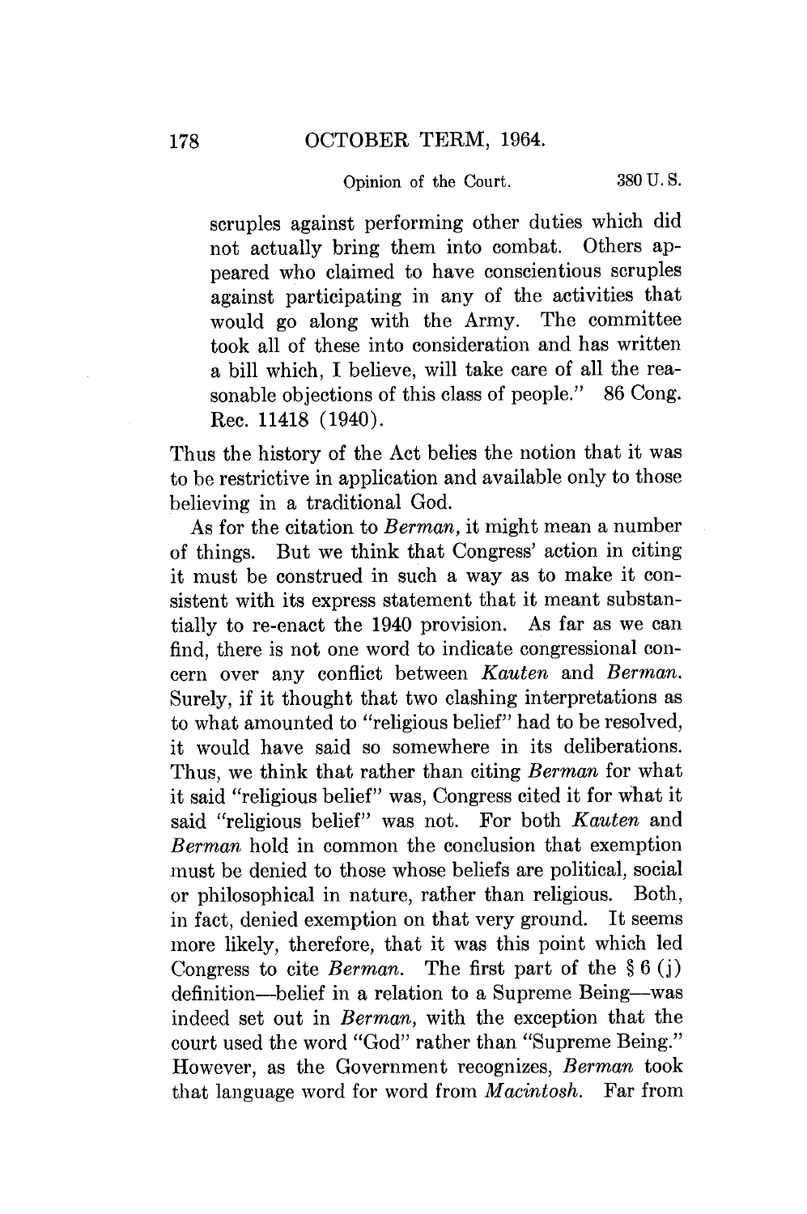scruples against performing other duties which did not actually bring them into combat. Others appeared who claimed to have conscientious scruples against participating in any of the activities that would go along with the Army. The committee took all of these into consideration and has written a bill which, I believe, will take care of all the reasonable objections of this class of people." 86 Cong. Rec. 11418 (1940).

Thus the history of the Act belies the notion that it was to be restrictive in application and available only to those believing in a traditional God.

As for the citation to *Berman*, it might mean a number of things. But we think that Congress' action in citing it must be construed in such a way as to make it consistent with its express statement that it meant substantially to re-enact the 1940 provision. As far as we can find, there is not one word to indicate congressional concern over any conflict between *Kauten* and *Berman*. Surely, if it thought that two clashing interpretations as to what amounted to "religious belief" had to be resolved, it would have said so somewhere in its deliberations. Thus, we think that rather than citing *Berman* for what it said "religious belief" was, Congress cited it for what it said "religious belief" was not. For both *Kauten* and *Berman* hold in common the conclusion that exemption must be denied to those whose beliefs are political, social or philosophical in nature, rather than religious. Both, in fact, denied exemption on that very ground. It seems more likely, therefore, that it was this point which led Congress to cite *Berman*. The first part of the § 6 (j) definition—belief in a relation to a Supreme Being—was indeed set out in *Berman*, with the exception that the court used the word "God" rather than "Supreme Being." However, as the Government recognizes, *Berman* took that language word for word from *Macintosh*. Far from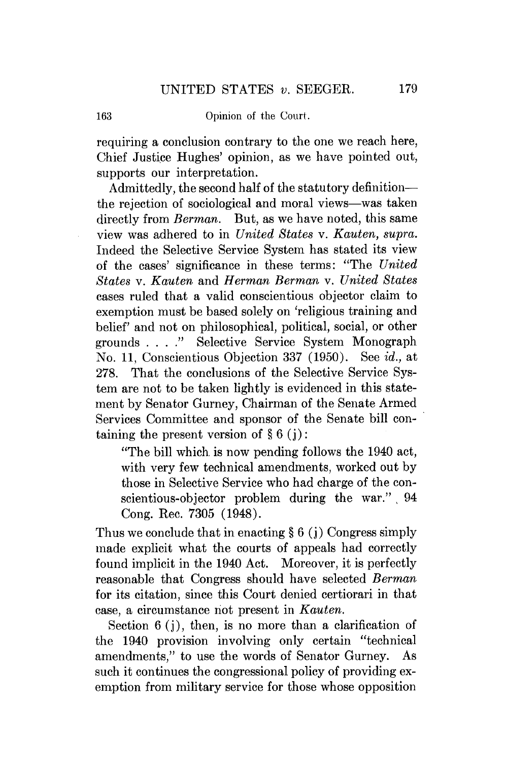requiring a conclusion contrary to the one we reach here, Chief Justice Hughes' opinion, as we have pointed out, supports our interpretation.

Admittedly, the second half of the statutory definition—the rejection of sociological and moral views—was taken directly from *Berman*. But, as we have noted, this same view was adhered to in *United States* v. *Kauten, supra*. Indeed the Selective Service System has stated its view of the cases' significance in these terms: "The *United States* v. *Kauten* and *Herman Berman* v. *United States* cases ruled that a valid conscientious objector claim to exemption must be based solely on 'religious training and belief' and not on philosophical, political, social, or other grounds . . . ." Selective Service System Monograph No. 11, Conscientious Objection 337 (1950). See *id.*, at 278. That the conclusions of the Selective Service System are not to be taken lightly is evidenced in this statement by Senator Gurney, Chairman of the Senate Armed Services Committee and sponsor of the Senate bill containing the present version of § 6 (j):

> "The bill which is now pending follows the 1940 act, with very few technical amendments, worked out by those in Selective Service who had charge of the conscientious-objector problem during the war." 94 Cong. Rec. 7305 (1948).

Thus we conclude that in enacting § 6 (j) Congress simply made explicit what the courts of appeals had correctly found implicit in the 1940 Act. Moreover, it is perfectly reasonable that Congress should have selected *Berman* for its citation, since this Court denied certiorari in that case, a circumstance not present in *Kauten*.

Section 6 (j), then, is no more than a clarification of the 1940 provision involving only certain "technical amendments," to use the words of Senator Gurney. As such it continues the congressional policy of providing exemption from military service for those whose opposition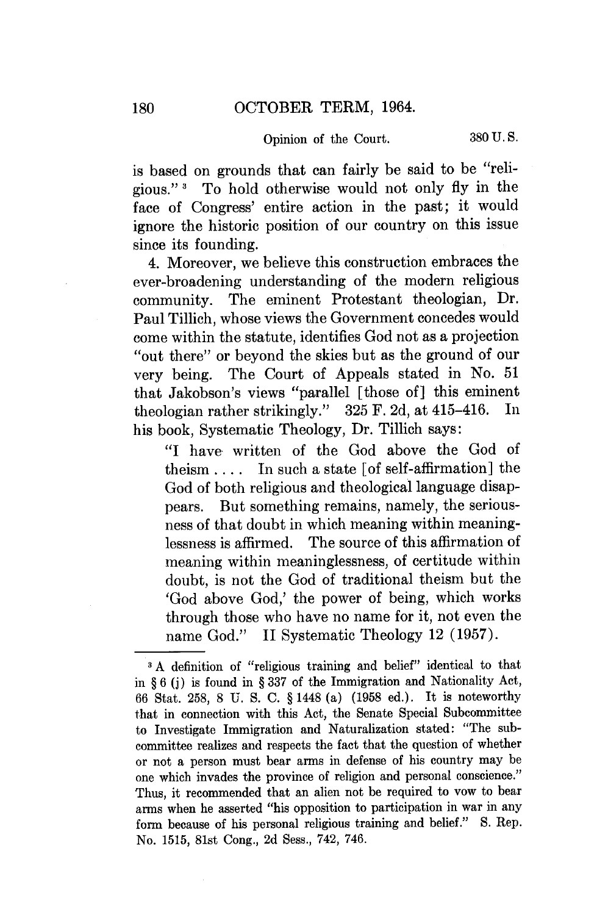is based on grounds that can fairly be said to be "religious."[3] To hold otherwise would not only fly in the face of Congress' entire action in the past; it would ignore the historic position of our country on this issue since its founding.

4. Moreover, we believe this construction embraces the ever-broadening understanding of the modern religious community. The eminent Protestant theologian, Dr. Paul Tillich, whose views the Government concedes would come within the statute, identifies God not as a projection "out there" or beyond the skies but as the ground of our very being. The Court of Appeals stated in No. 51 that Jakobson's views "parallel [those of] this eminent theologian rather strikingly." 325 F. 2d, at 415–416. In his book, Systematic Theology, Dr. Tillich says:

> "I have written of the God above the God of theism . . . . In such a state [of self-affirmation] the God of both religious and theological language disappears. But something remains, namely, the seriousness of that doubt in which meaning within meaninglessness is affirmed. The source of this affirmation of meaning within meaninglessness, of certitude within doubt, is not the God of traditional theism but the 'God above God,' the power of being, which works through those who have no name for it, not even the name God." II Systematic Theology 12 (1957).

---

[3] A definition of "religious training and belief" identical to that in § 6 (j) is found in § 337 of the Immigration and Nationality Act, 66 Stat. 258, 8 U. S. C. § 1448 (a) (1958 ed.). It is noteworthy that in connection with this Act, the Senate Special Subcommittee to Investigate Immigration and Naturalization stated: "The subcommittee realizes and respects the fact that the question of whether or not a person must bear arms in defense of his country may be one which invades the province of religion and personal conscience." Thus, it recommended that an alien not be required to vow to bear arms when he asserted "his opposition to participation in war in any form because of his personal religious training and belief." S. Rep. No. 1515, 81st Cong., 2d Sess., 742, 746.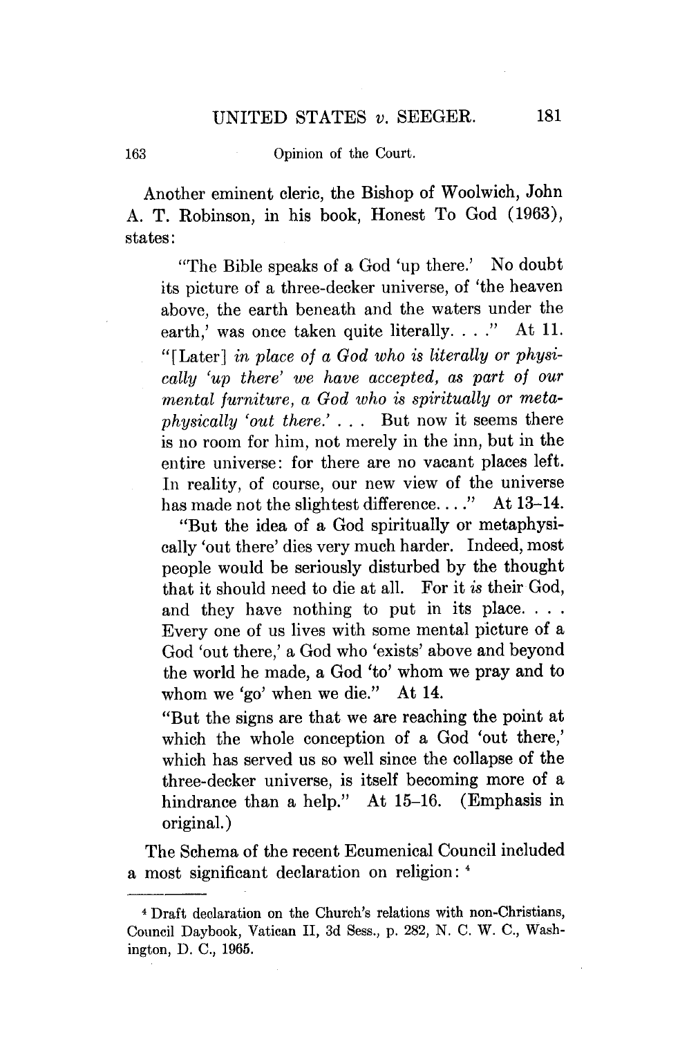Another eminent cleric, the Bishop of Woolwich, John A. T. Robinson, in his book, Honest To God (1963), states:

> "The Bible speaks of a God 'up there.' No doubt its picture of a three-decker universe, of 'the heaven above, the earth beneath and the waters under the earth,' was once taken quite literally. . . ." At 11.
>
> "[Later] *in place of a God who is literally or physically 'up there' we have accepted, as part of our mental furniture, a God who is spiritually or metaphysically 'out there.'* . . . But now it seems there is no room for him, not merely in the inn, but in the entire universe: for there are no vacant places left. In reality, of course, our new view of the universe has made not the slightest difference. . . ." At 13–14.
>
> "But the idea of a God spiritually or metaphysically 'out there' dies very much harder. Indeed, most people would be seriously disturbed by the thought that it should need to die at all. For it *is* their God, and they have nothing to put in its place. . . . Every one of us lives with some mental picture of a God 'out there,' a God who 'exists' above and beyond the world he made, a God 'to' whom we pray and to whom we 'go' when we die." At 14.
>
> "But the signs are that we are reaching the point at which the whole conception of a God 'out there,' which has served us so well since the collapse of the three-decker universe, is itself becoming more of a hindrance than a help." At 15–16. (Emphasis in original.)

The Schema of the recent Ecumenical Council included a most significant declaration on religion: [4]

---

[4] Draft declaration on the Church's relations with non-Christians, Council Daybook, Vatican II, 3d Sess., p. 282, N. C. W. C., Washington, D. C., 1965.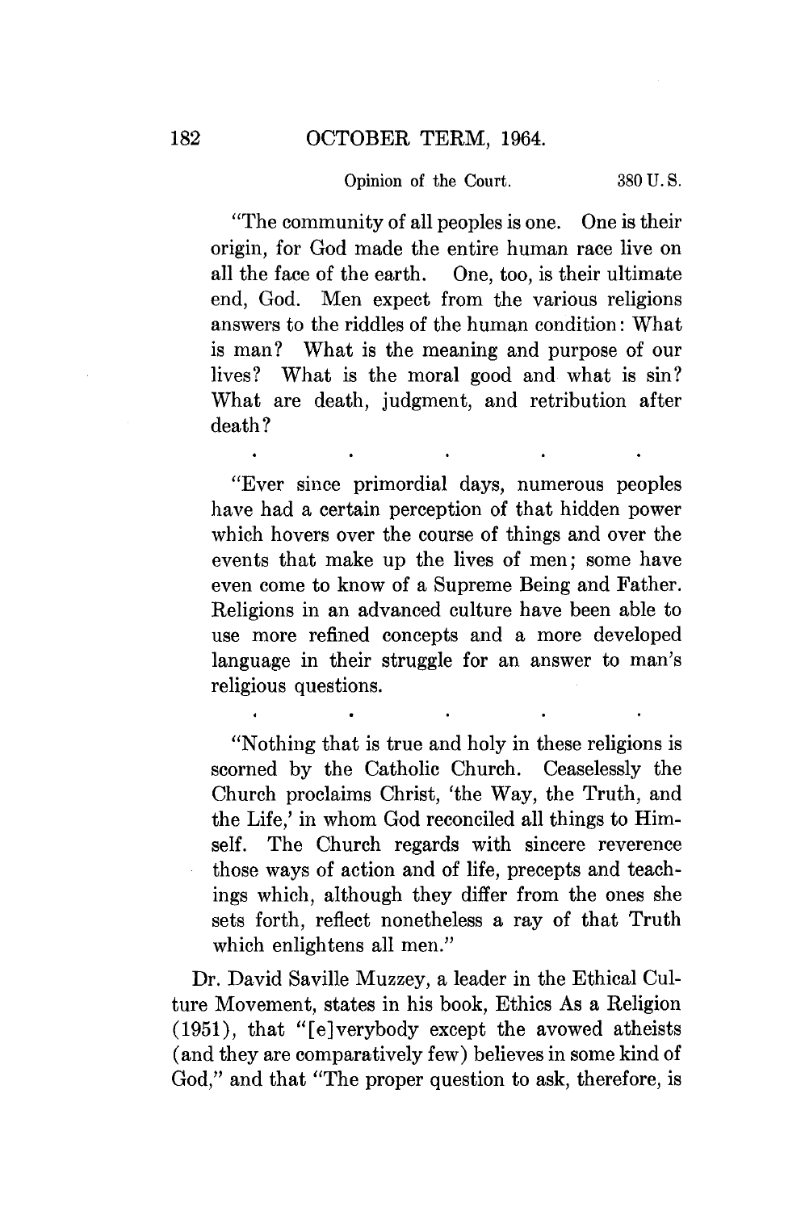"The community of all peoples is one. One is their origin, for God made the entire human race live on all the face of the earth. One, too, is their ultimate end, God. Men expect from the various religions answers to the riddles of the human condition: What is man? What is the meaning and purpose of our lives? What is the moral good and what is sin? What are death, judgment, and retribution after death?

. . . . .

"Ever since primordial days, numerous peoples have had a certain perception of that hidden power which hovers over the course of things and over the events that make up the lives of men; some have even come to know of a Supreme Being and Father. Religions in an advanced culture have been able to use more refined concepts and a more developed language in their struggle for an answer to man's religious questions.

. . . . .

"Nothing that is true and holy in these religions is scorned by the Catholic Church. Ceaselessly the Church proclaims Christ, 'the Way, the Truth, and the Life,' in whom God reconciled all things to Himself. The Church regards with sincere reverence those ways of action and of life, precepts and teachings which, although they differ from the ones she sets forth, reflect nonetheless a ray of that Truth which enlightens all men."

Dr. David Saville Muzzey, a leader in the Ethical Culture Movement, states in his book, Ethics As a Religion (1951), that "[e]verybody except the avowed atheists (and they are comparatively few) believes in some kind of God," and that "The proper question to ask, therefore, is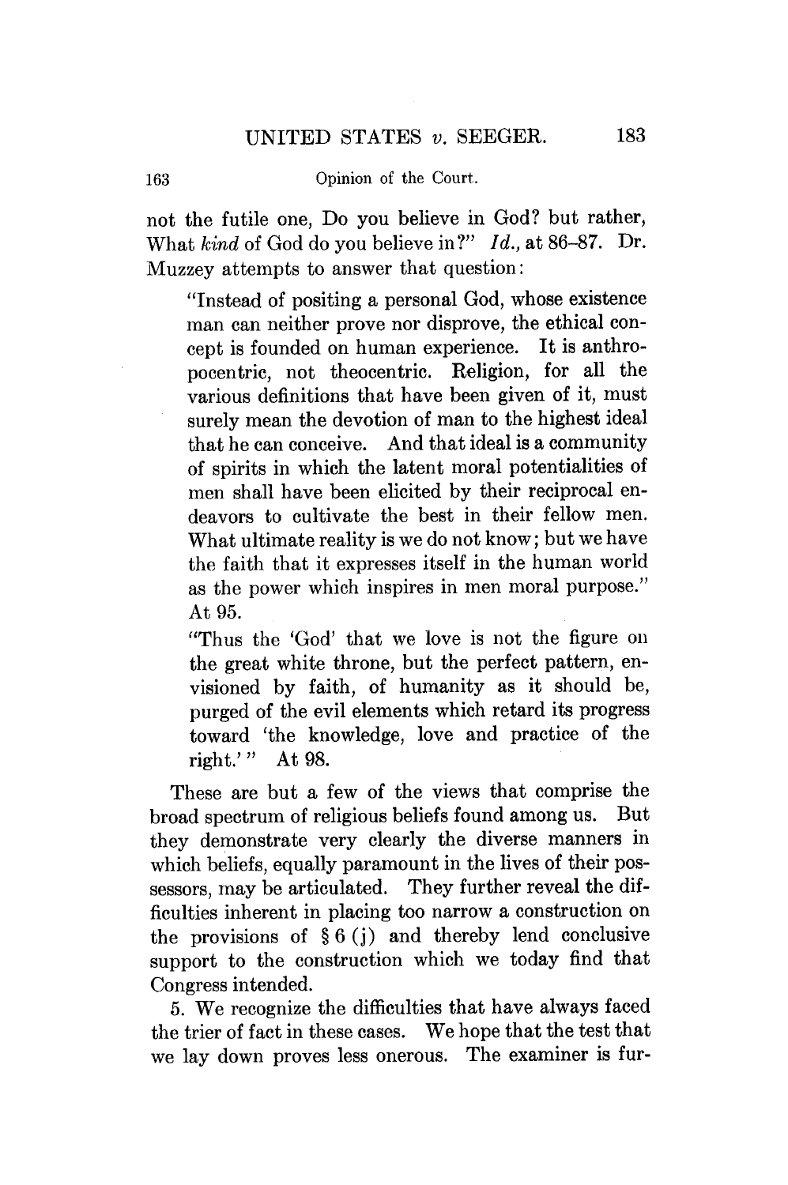not the futile one, Do you believe in God? but rather, What *kind* of God do you believe in?" *Id.*, at 86–87. Dr. Muzzey attempts to answer that question:

> "Instead of positing a personal God, whose existence man can neither prove nor disprove, the ethical concept is founded on human experience. It is anthropocentric, not theocentric. Religion, for all the various definitions that have been given of it, must surely mean the devotion of man to the highest ideal that he can conceive. And that ideal is a community of spirits in which the latent moral potentialities of men shall have been elicited by their reciprocal endeavors to cultivate the best in their fellow men. What ultimate reality is we do not know; but we have the faith that it expresses itself in the human world as the power which inspires in men moral purpose." At 95.
>
> "Thus the 'God' that we love is not the figure on the great white throne, but the perfect pattern, envisioned by faith, of humanity as it should be, purged of the evil elements which retard its progress toward 'the knowledge, love and practice of the right.'" At 98.

These are but a few of the views that comprise the broad spectrum of religious beliefs found among us. But they demonstrate very clearly the diverse manners in which beliefs, equally paramount in the lives of their possessors, may be articulated. They further reveal the difficulties inherent in placing too narrow a construction on the provisions of § 6 (j) and thereby lend conclusive support to the construction which we today find that Congress intended.

5. We recognize the difficulties that have always faced the trier of fact in these cases. We hope that the test that we lay down proves less onerous. The examiner is fur-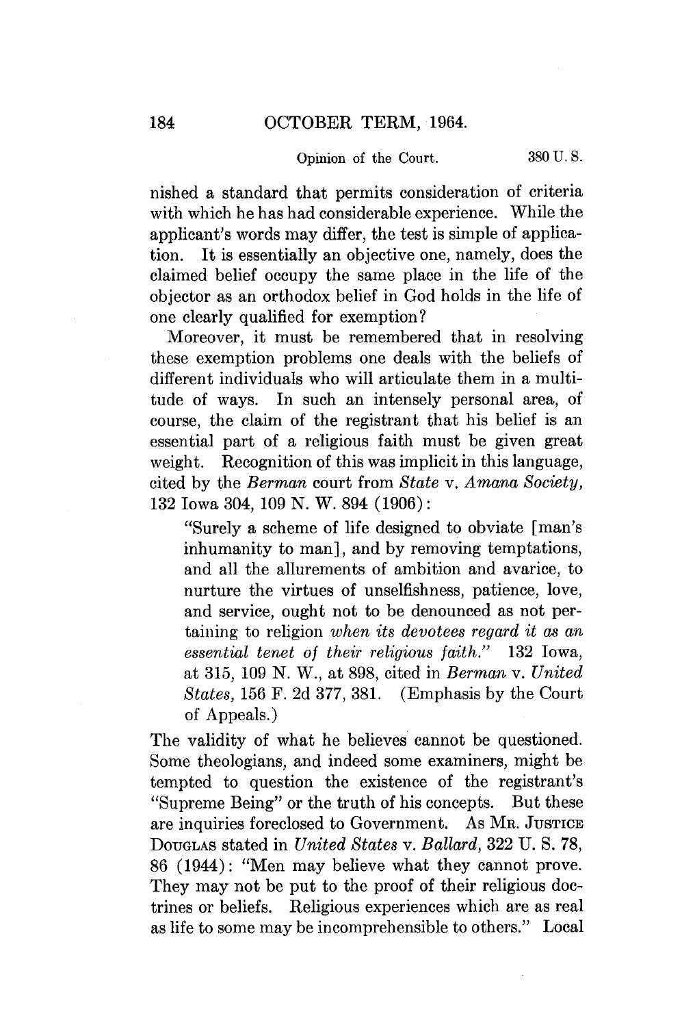nished a standard that permits consideration of criteria with which he has had considerable experience. While the applicant's words may differ, the test is simple of application. It is essentially an objective one, namely, does the claimed belief occupy the same place in the life of the objector as an orthodox belief in God holds in the life of one clearly qualified for exemption?

Moreover, it must be remembered that in resolving these exemption problems one deals with the beliefs of different individuals who will articulate them in a multitude of ways. In such an intensely personal area, of course, the claim of the registrant that his belief is an essential part of a religious faith must be given great weight. Recognition of this was implicit in this language, cited by the *Berman* court from *State* v. *Amana Society*, 132 Iowa 304, 109 N. W. 894 (1906):

> "Surely a scheme of life designed to obviate [man's inhumanity to man], and by removing temptations, and all the allurements of ambition and avarice, to nurture the virtues of unselfishness, patience, love, and service, ought not to be denounced as not pertaining to religion *when its devotees regard it as an essential tenet of their religious faith.*" 132 Iowa, at 315, 109 N. W., at 898, cited in *Berman* v. *United States*, 156 F. 2d 377, 381. (Emphasis by the Court of Appeals.)

The validity of what he believes cannot be questioned. Some theologians, and indeed some examiners, might be tempted to question the existence of the registrant's "Supreme Being" or the truth of his concepts. But these are inquiries foreclosed to Government. As MR. JUSTICE DOUGLAS stated in *United States* v. *Ballard*, 322 U. S. 78, 86 (1944): "Men may believe what they cannot prove. They may not be put to the proof of their religious doctrines or beliefs. Religious experiences which are as real as life to some may be incomprehensible to others." Local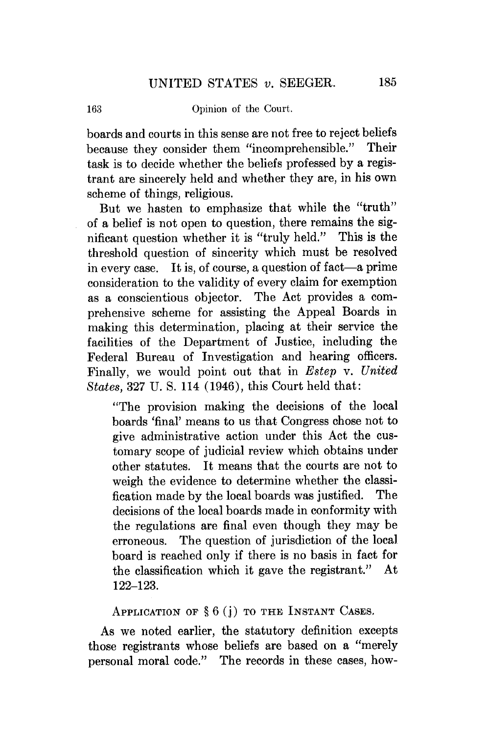boards and courts in this sense are not free to reject beliefs because they consider them "incomprehensible." Their task is to decide whether the beliefs professed by a registrant are sincerely held and whether they are, in his own scheme of things, religious.

But we hasten to emphasize that while the "truth" of a belief is not open to question, there remains the significant question whether it is "truly held." This is the threshold question of sincerity which must be resolved in every case. It is, of course, a question of fact—a prime consideration to the validity of every claim for exemption as a conscientious objector. The Act provides a comprehensive scheme for assisting the Appeal Boards in making this determination, placing at their service the facilities of the Department of Justice, including the Federal Bureau of Investigation and hearing officers. Finally, we would point out that in *Estep* v. *United States*, 327 U. S. 114 (1946), this Court held that:

> "The provision making the decisions of the local boards 'final' means to us that Congress chose not to give administrative action under this Act the customary scope of judicial review which obtains under other statutes. It means that the courts are not to weigh the evidence to determine whether the classification made by the local boards was justified. The decisions of the local boards made in conformity with the regulations are final even though they may be erroneous. The question of jurisdiction of the local board is reached only if there is no basis in fact for the classification which it gave the registrant." At 122–123.

### Application of § 6 (j) to the Instant Cases.

As we noted earlier, the statutory definition excepts those registrants whose beliefs are based on a "merely personal moral code." The records in these cases, how-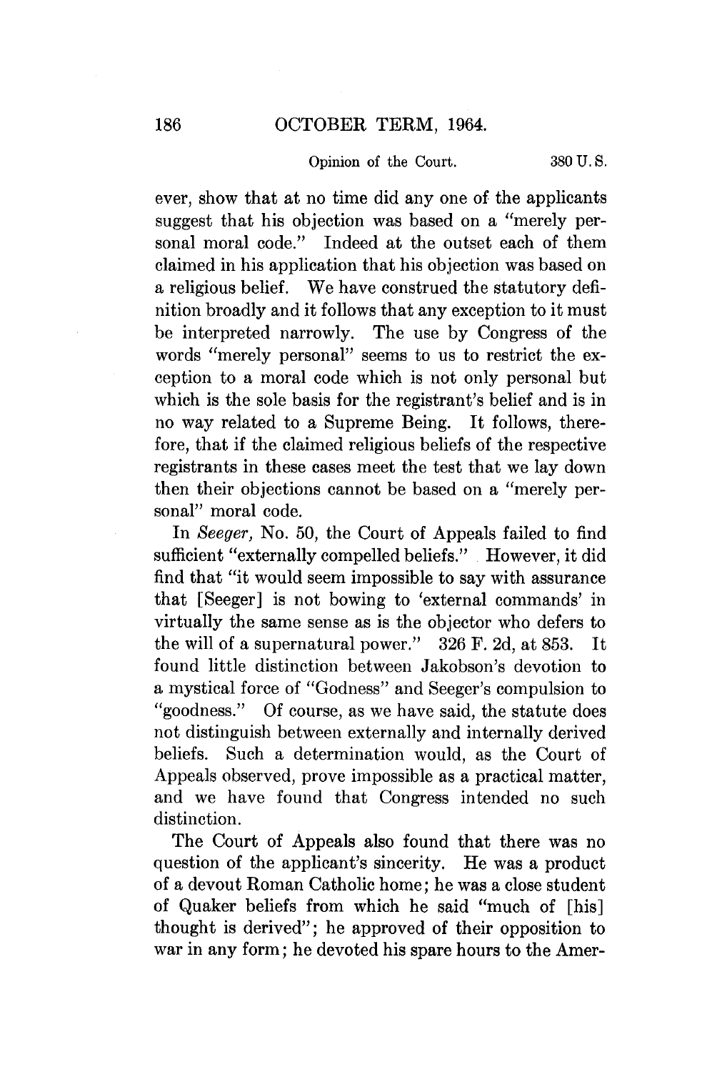ever, show that at no time did any one of the applicants suggest that his objection was based on a "merely personal moral code." Indeed at the outset each of them claimed in his application that his objection was based on a religious belief. We have construed the statutory definition broadly and it follows that any exception to it must be interpreted narrowly. The use by Congress of the words "merely personal" seems to us to restrict the exception to a moral code which is not only personal but which is the sole basis for the registrant's belief and is in no way related to a Supreme Being. It follows, therefore, that if the claimed religious beliefs of the respective registrants in these cases meet the test that we lay down then their objections cannot be based on a "merely personal" moral code.

In *Seeger,* No. 50, the Court of Appeals failed to find sufficient "externally compelled beliefs." However, it did find that "it would seem impossible to say with assurance that [Seeger] is not bowing to 'external commands' in virtually the same sense as is the objector who defers to the will of a supernatural power." 326 F. 2d, at 853. It found little distinction between Jakobson's devotion to a mystical force of "Godness" and Seeger's compulsion to "goodness." Of course, as we have said, the statute does not distinguish between externally and internally derived beliefs. Such a determination would, as the Court of Appeals observed, prove impossible as a practical matter, and we have found that Congress intended no such distinction.

The Court of Appeals also found that there was no question of the applicant's sincerity. He was a product of a devout Roman Catholic home; he was a close student of Quaker beliefs from which he said "much of [his] thought is derived"; he approved of their opposition to war in any form; he devoted his spare hours to the Amer-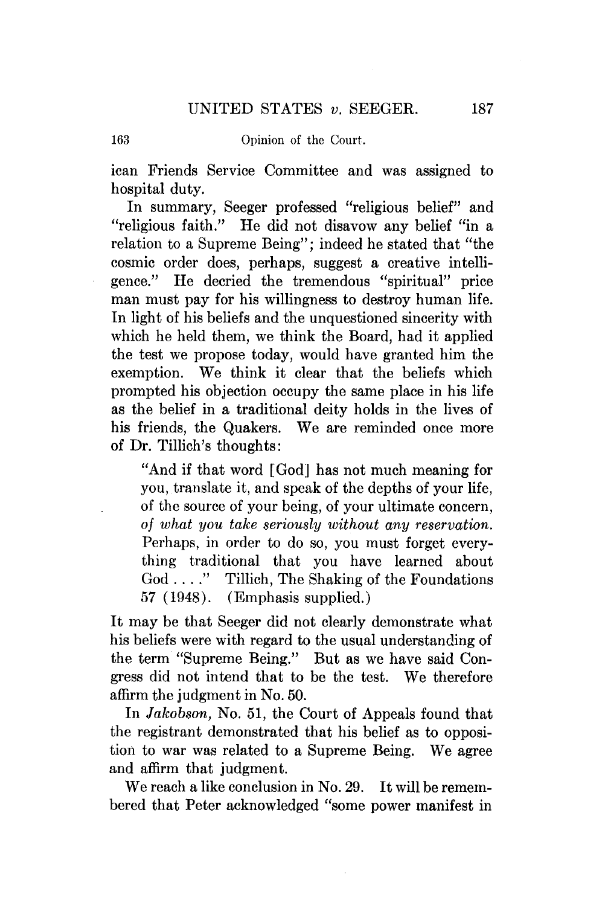ican Friends Service Committee and was assigned to hospital duty.

In summary, Seeger professed "religious belief" and "religious faith." He did not disavow any belief "in a relation to a Supreme Being"; indeed he stated that "the cosmic order does, perhaps, suggest a creative intelligence." He decried the tremendous "spiritual" price man must pay for his willingness to destroy human life. In light of his beliefs and the unquestioned sincerity with which he held them, we think the Board, had it applied the test we propose today, would have granted him the exemption. We think it clear that the beliefs which prompted his objection occupy the same place in his life as the belief in a traditional deity holds in the lives of his friends, the Quakers. We are reminded once more of Dr. Tillich's thoughts:

> "And if that word [God] has not much meaning for you, translate it, and speak of the depths of your life, of the source of your being, of your ultimate concern, *of what you take seriously without any reservation.* Perhaps, in order to do so, you must forget everything traditional that you have learned about God . . . ." Tillich, The Shaking of the Foundations 57 (1948). (Emphasis supplied.)

It may be that Seeger did not clearly demonstrate what his beliefs were with regard to the usual understanding of the term "Supreme Being." But as we have said Congress did not intend that to be the test. We therefore affirm the judgment in No. 50.

In *Jakobson,* No. 51, the Court of Appeals found that the registrant demonstrated that his belief as to opposition to war was related to a Supreme Being. We agree and affirm that judgment.

We reach a like conclusion in No. 29. It will be remembered that Peter acknowledged "some power manifest in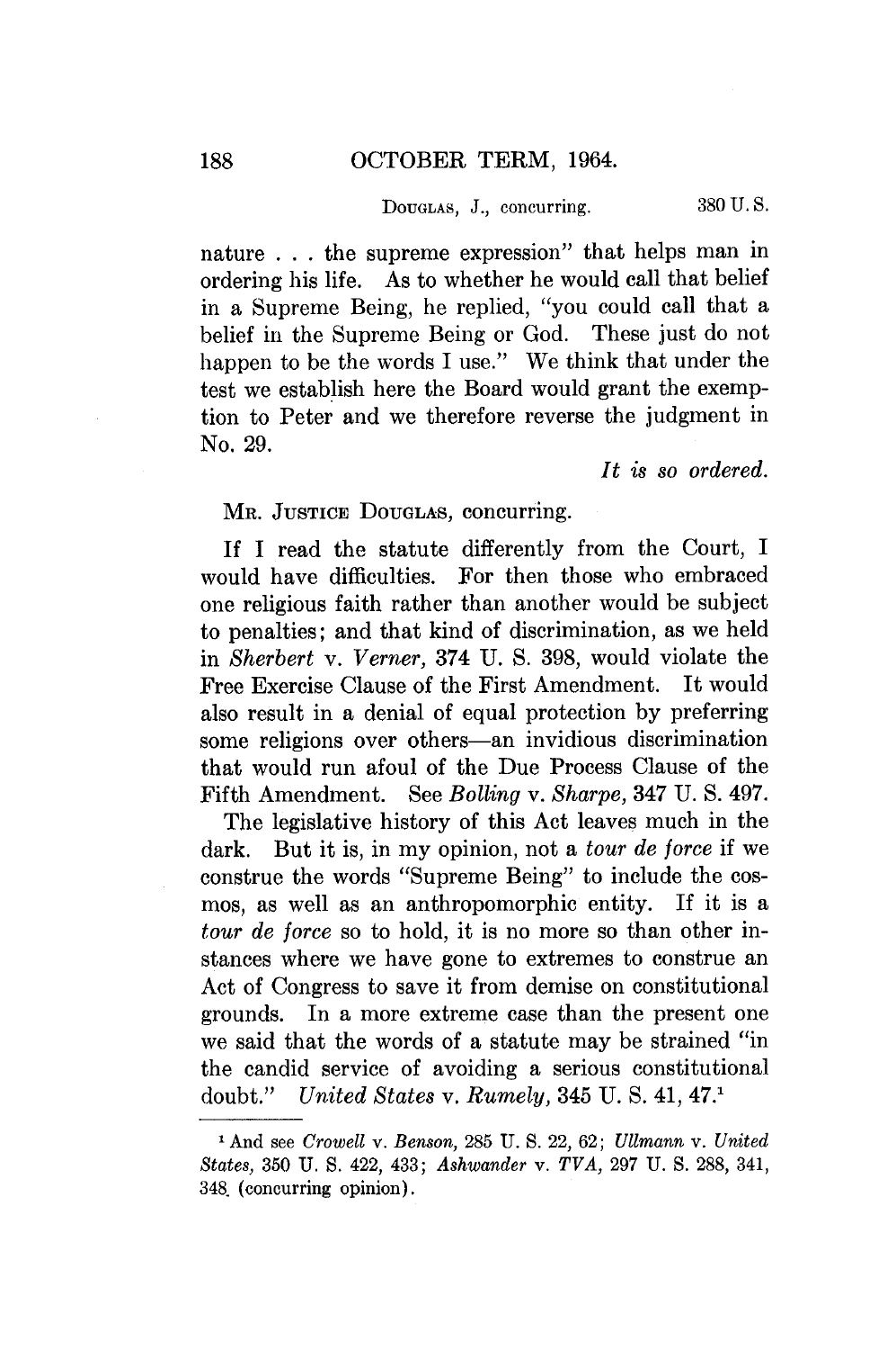nature . . . the supreme expression" that helps man in ordering his life. As to whether he would call that belief in a Supreme Being, he replied, "you could call that a belief in the Supreme Being or God. These just do not happen to be the words I use." We think that under the test we establish here the Board would grant the exemption to Peter and we therefore reverse the judgment in No. 29.

*It is so ordered.*

MR. JUSTICE DOUGLAS, concurring.

If I read the statute differently from the Court, I would have difficulties. For then those who embraced one religious faith rather than another would be subject to penalties; and that kind of discrimination, as we held in *Sherbert* v. *Verner*, 374 U. S. 398, would violate the Free Exercise Clause of the First Amendment. It would also result in a denial of equal protection by preferring some religions over others—an invidious discrimination that would run afoul of the Due Process Clause of the Fifth Amendment. See *Bolling* v. *Sharpe*, 347 U. S. 497.

The legislative history of this Act leaves much in the dark. But it is, in my opinion, not a *tour de force* if we construe the words "Supreme Being" to include the cosmos, as well as an anthropomorphic entity. If it is a *tour de force* so to hold, it is no more so than other instances where we have gone to extremes to construe an Act of Congress to save it from demise on constitutional grounds. In a more extreme case than the present one we said that the words of a statute may be strained "in the candid service of avoiding a serious constitutional doubt." *United States* v. *Rumely*, 345 U. S. 41, 47.[1]

[1] And see *Crowell* v. *Benson*, 285 U. S. 22, 62; *Ullmann* v. *United States*, 350 U. S. 422, 433; *Ashwander* v. *TVA*, 297 U. S. 288, 341, 348. (concurring opinion).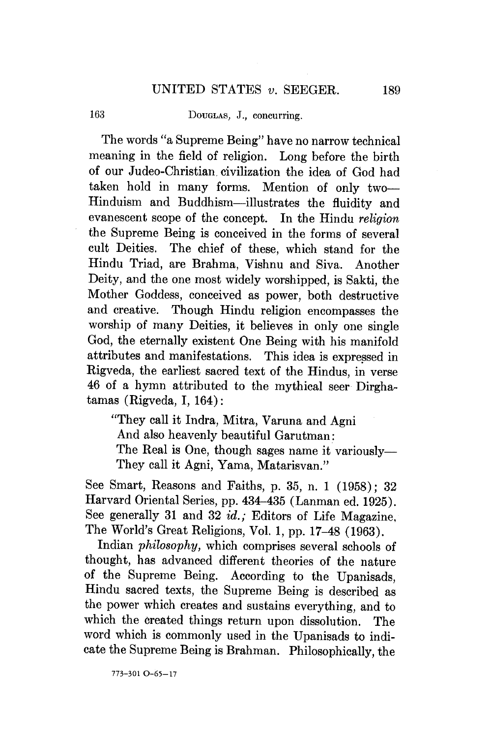The words "a Supreme Being" have no narrow technical meaning in the field of religion. Long before the birth of our Judeo-Christian civilization the idea of God had taken hold in many forms. Mention of only two—Hinduism and Buddhism—illustrates the fluidity and evanescent scope of the concept. In the Hindu *religion* the Supreme Being is conceived in the forms of several cult Deities. The chief of these, which stand for the Hindu Triad, are Brahma, Vishnu and Siva. Another Deity, and the one most widely worshipped, is Sakti, the Mother Goddess, conceived as power, both destructive and creative. Though Hindu religion encompasses the worship of many Deities, it believes in only one single God, the eternally existent One Being with his manifold attributes and manifestations. This idea is expressed in Rigveda, the earliest sacred text of the Hindus, in verse 46 of a hymn attributed to the mythical seer Dirghatamas (Rigveda, I, 164):

> "They call it Indra, Mitra, Varuna and Agni
> And also heavenly beautiful Garutman:
> The Real is One, though sages name it variously—
> They call it Agni, Yama, Matarisvan."

See Smart, Reasons and Faiths, p. 35, n. 1 (1958); 32 Harvard Oriental Series, pp. 434–435 (Lanman ed. 1925). See generally 31 and 32 *id.*; Editors of Life Magazine, The World's Great Religions, Vol. 1, pp. 17–48 (1963).

Indian *philosophy*, which comprises several schools of thought, has advanced different theories of the nature of the Supreme Being. According to the Upanisads, Hindu sacred texts, the Supreme Being is described as the power which creates and sustains everything, and to which the created things return upon dissolution. The word which is commonly used in the Upanisads to indicate the Supreme Being is Brahman. Philosophically, the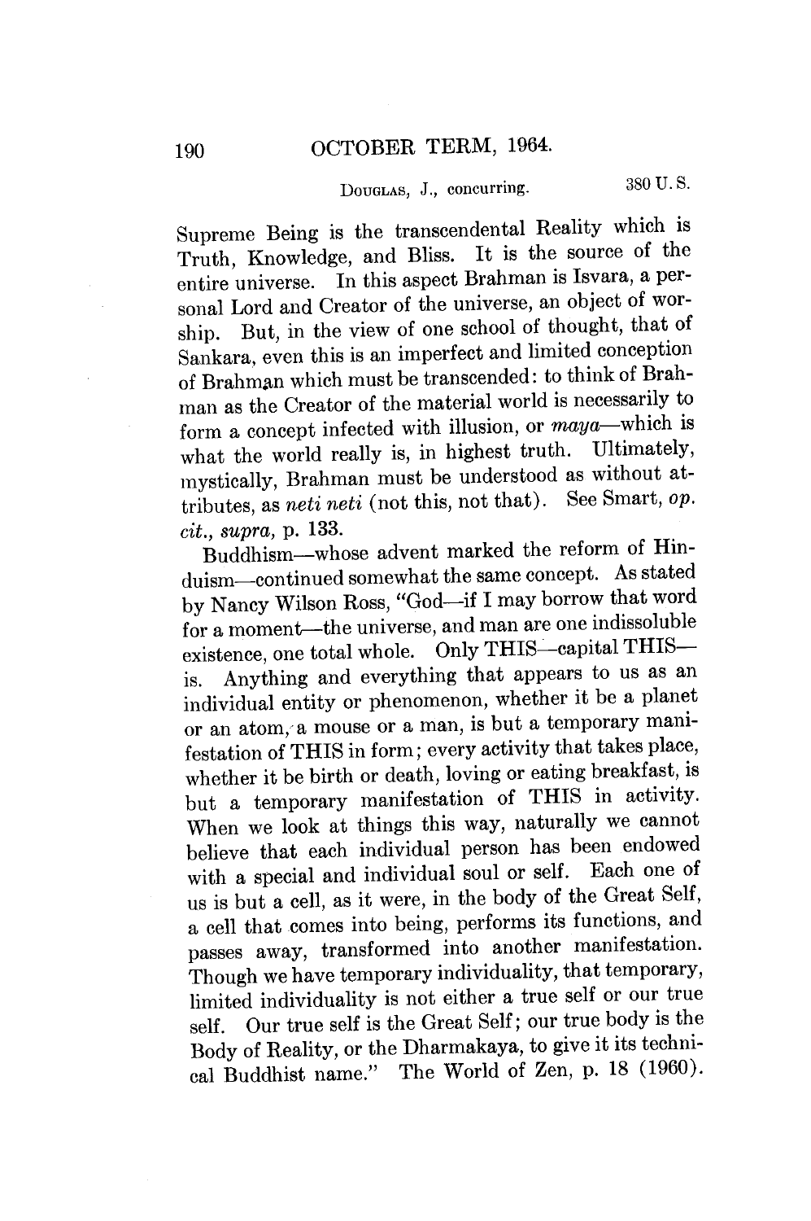Supreme Being is the transcendental Reality which is Truth, Knowledge, and Bliss. It is the source of the entire universe. In this aspect Brahman is Isvara, a personal Lord and Creator of the universe, an object of worship. But, in the view of one school of thought, that of Sankara, even this is an imperfect and limited conception of Brahman which must be transcended: to think of Brahman as the Creator of the material world is necessarily to form a concept infected with illusion, or *maya*—which is what the world really is, in highest truth. Ultimately, mystically, Brahman must be understood as without attributes, as *neti neti* (not this, not that). See Smart, *op. cit., supra*, p. 133.

Buddhism—whose advent marked the reform of Hinduism—continued somewhat the same concept. As stated by Nancy Wilson Ross, "God—if I may borrow that word for a moment—the universe, and man are one indissoluble existence, one total whole. Only THIS—capital THIS—is. Anything and everything that appears to us as an individual entity or phenomenon, whether it be a planet or an atom, a mouse or a man, is but a temporary manifestation of THIS in form; every activity that takes place, whether it be birth or death, loving or eating breakfast, is but a temporary manifestation of THIS in activity. When we look at things this way, naturally we cannot believe that each individual person has been endowed with a special and individual soul or self. Each one of us is but a cell, as it were, in the body of the Great Self, a cell that comes into being, performs its functions, and passes away, transformed into another manifestation. Though we have temporary individuality, that temporary, limited individuality is not either a true self or our true self. Our true self is the Great Self; our true body is the Body of Reality, or the Dharmakaya, to give it its technical Buddhist name." The World of Zen, p. 18 (1960).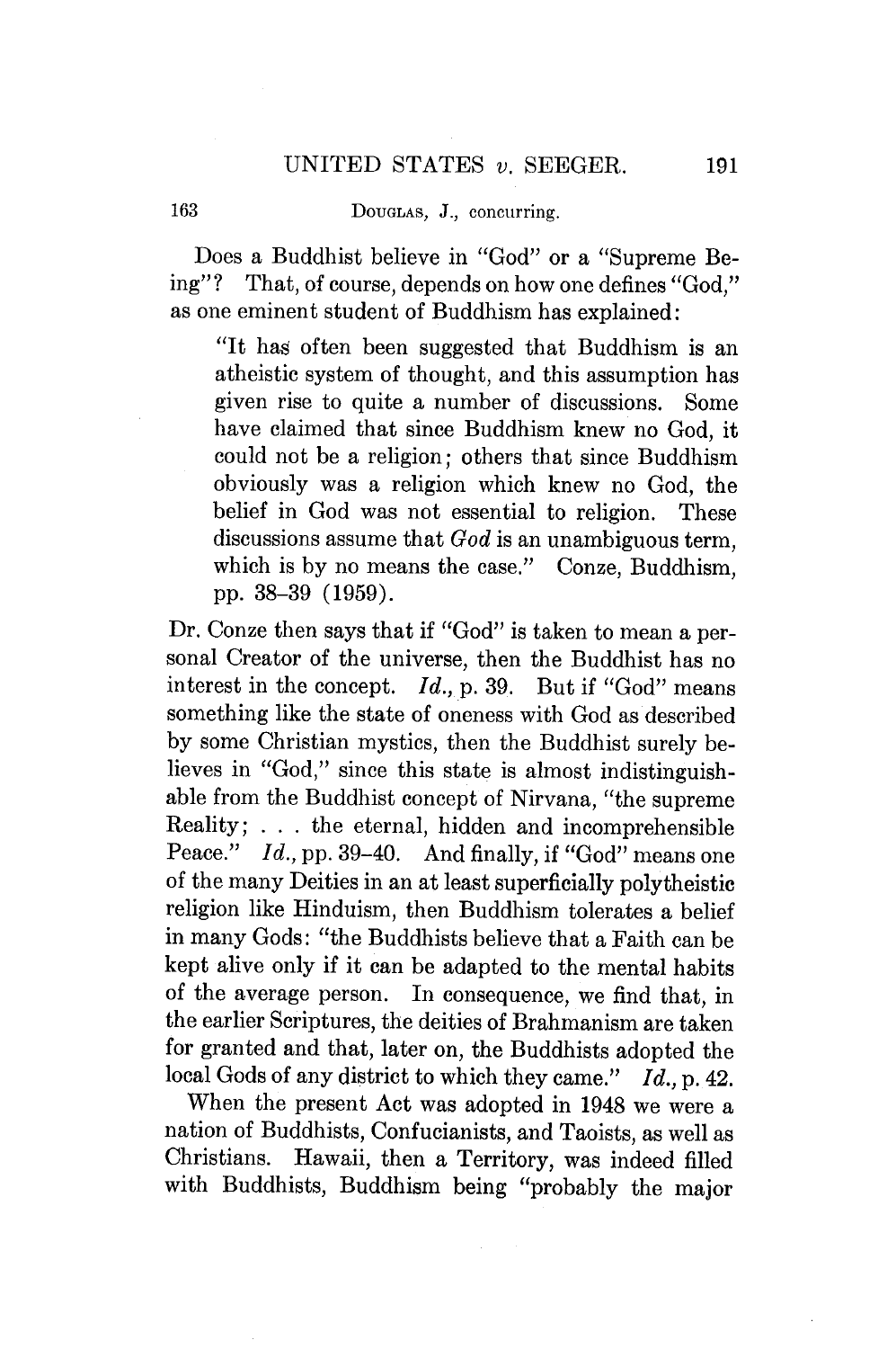Does a Buddhist believe in "God" or a "Supreme Being"? That, of course, depends on how one defines "God," as one eminent student of Buddhism has explained:

> "It has often been suggested that Buddhism is an atheistic system of thought, and this assumption has given rise to quite a number of discussions. Some have claimed that since Buddhism knew no God, it could not be a religion; others that since Buddhism obviously was a religion which knew no God, the belief in God was not essential to religion. These discussions assume that *God* is an unambiguous term, which is by no means the case." Conze, Buddhism, pp. 38–39 (1959).

Dr. Conze then says that if "God" is taken to mean a personal Creator of the universe, then the Buddhist has no interest in the concept. *Id.*, p. 39. But if "God" means something like the state of oneness with God as described by some Christian mystics, then the Buddhist surely believes in "God," since this state is almost indistinguishable from the Buddhist concept of Nirvana, "the supreme Reality; . . . the eternal, hidden and incomprehensible Peace." *Id.*, pp. 39–40. And finally, if "God" means one of the many Deities in an at least superficially polytheistic religion like Hinduism, then Buddhism tolerates a belief in many Gods: "the Buddhists believe that a Faith can be kept alive only if it can be adapted to the mental habits of the average person. In consequence, we find that, in the earlier Scriptures, the deities of Brahmanism are taken for granted and that, later on, the Buddhists adopted the local Gods of any district to which they came." *Id.*, p. 42.

When the present Act was adopted in 1948 we were a nation of Buddhists, Confucianists, and Taoists, as well as Christians. Hawaii, then a Territory, was indeed filled with Buddhists, Buddhism being "probably the major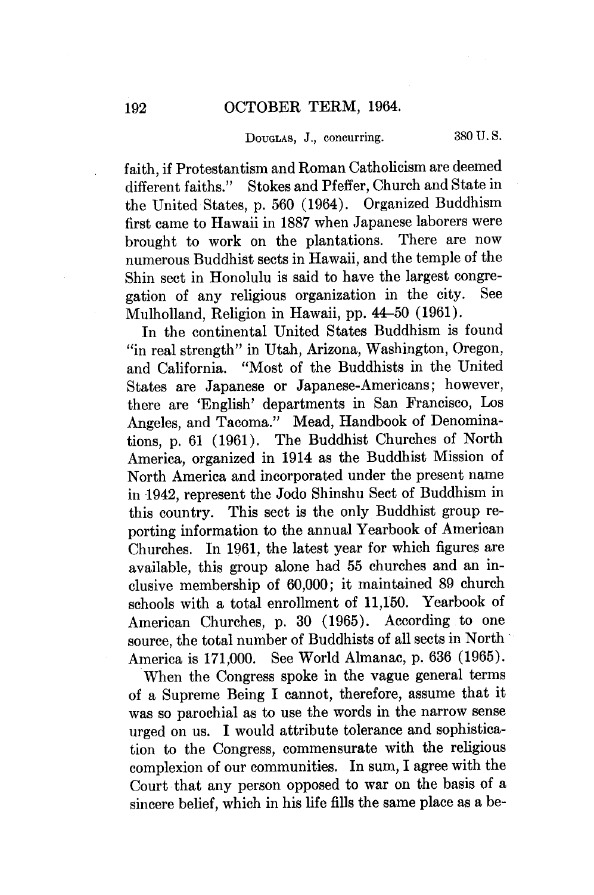faith, if Protestantism and Roman Catholicism are deemed different faiths." Stokes and Pfeffer, Church and State in the United States, p. 560 (1964). Organized Buddhism first came to Hawaii in 1887 when Japanese laborers were brought to work on the plantations. There are now numerous Buddhist sects in Hawaii, and the temple of the Shin sect in Honolulu is said to have the largest congregation of any religious organization in the city. See Mulholland, Religion in Hawaii, pp. 44–50 (1961).

In the continental United States Buddhism is found "in real strength" in Utah, Arizona, Washington, Oregon, and California. "Most of the Buddhists in the United States are Japanese or Japanese-Americans; however, there are 'English' departments in San Francisco, Los Angeles, and Tacoma." Mead, Handbook of Denominations, p. 61 (1961). The Buddhist Churches of North America, organized in 1914 as the Buddhist Mission of North America and incorporated under the present name in 1942, represent the Jodo Shinshu Sect of Buddhism in this country. This sect is the only Buddhist group reporting information to the annual Yearbook of American Churches. In 1961, the latest year for which figures are available, this group alone had 55 churches and an inclusive membership of 60,000; it maintained 89 church schools with a total enrollment of 11,150. Yearbook of American Churches, p. 30 (1965). According to one source, the total number of Buddhists of all sects in North America is 171,000. See World Almanac, p. 636 (1965).

When the Congress spoke in the vague general terms of a Supreme Being I cannot, therefore, assume that it was so parochial as to use the words in the narrow sense urged on us. I would attribute tolerance and sophistication to the Congress, commensurate with the religious complexion of our communities. In sum, I agree with the Court that any person opposed to war on the basis of a sincere belief, which in his life fills the same place as a be-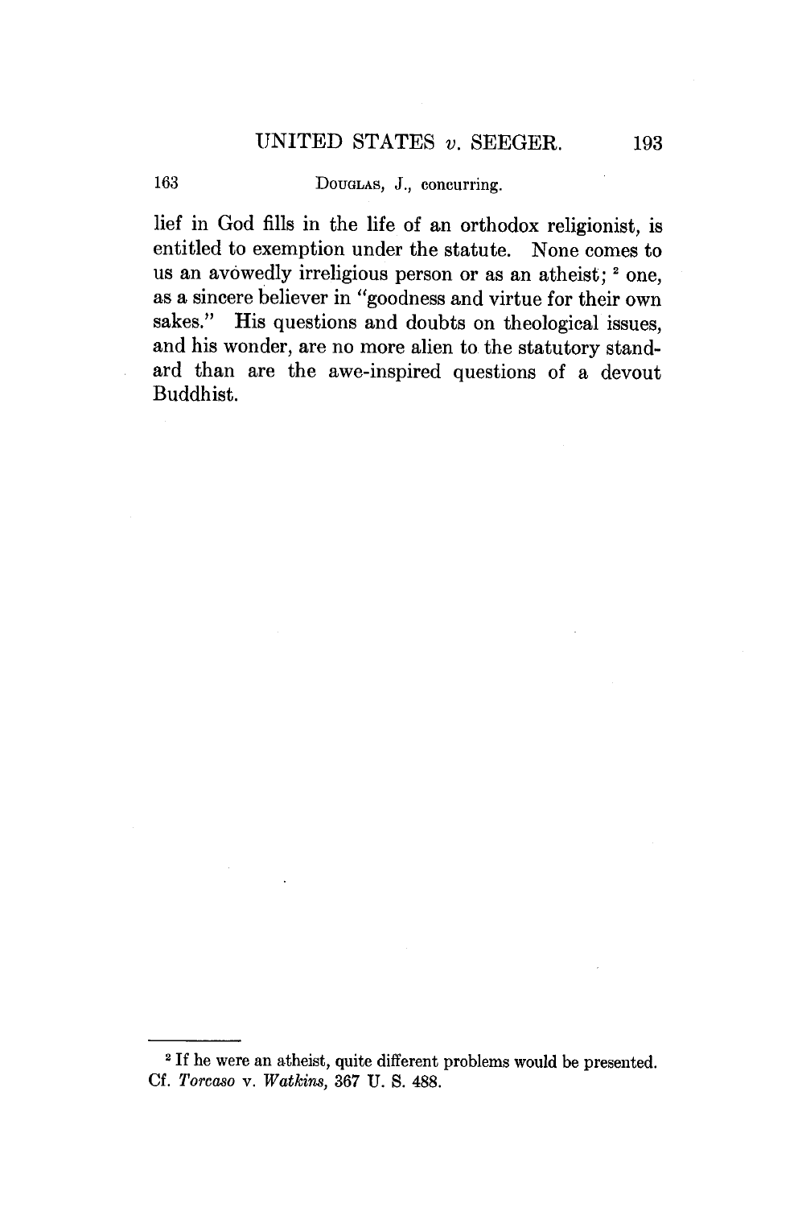lief in God fills in the life of an orthodox religionist, is entitled to exemption under the statute. None comes to us an avowedly irreligious person or as an atheist;[2] one, as a sincere believer in "goodness and virtue for their own sakes." His questions and doubts on theological issues, and his wonder, are no more alien to the statutory standard than are the awe-inspired questions of a devout Buddhist.

---

[2] If he were an atheist, quite different problems would be presented. Cf. *Torcaso* v. *Watkins*, 367 U. S. 488.